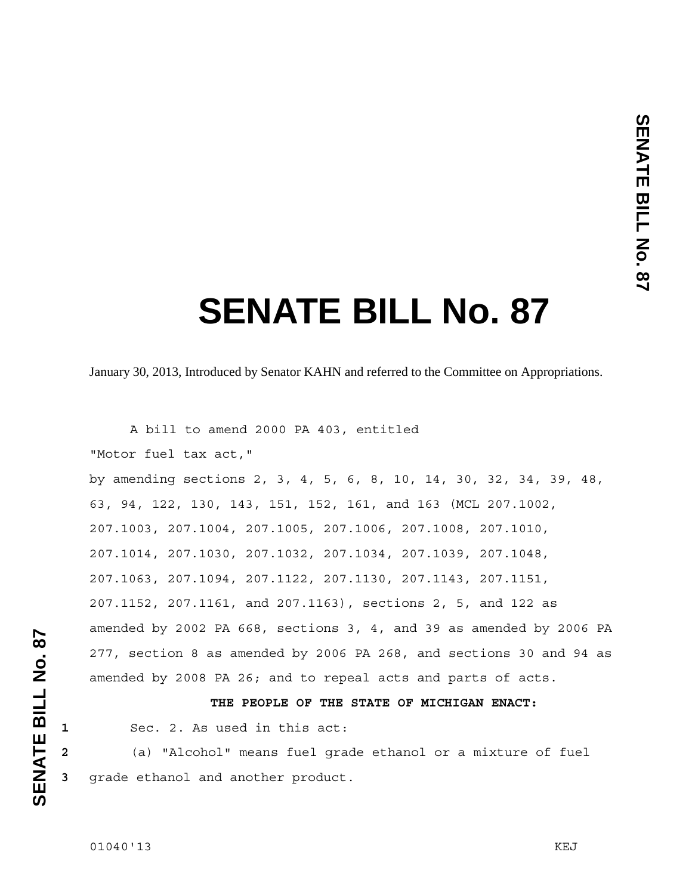# SENATE BILL No. 87

January 30, 2013, Introduced by Senator KAHN and referred to the Committee on Appropriations.

A bill to amend 2000 PA 403, entitled

"Motor fuel tax act,"

by amending sections 2, 3, 4, 5, 6, 8, 10, 14, 30, 32, 34, 39, 48, 63, 94, 122, 130, 143, 151, 152, 161, and 163 (MCL 207.1002, 207.1003, 207.1004, 207.1005, 207.1006, 207.1008, 207.1010, 207.1014, 207.1030, 207.1032, 207.1034, 207.1039, 207.1048, 207.1063, 207.1094, 207.1122, 207.1130, 207.1143, 207.1151, 207.1152, 207.1161, and 207.1163), sections 2, 5, and 122 as amended by 2002 PA 668, sections 3, 4, and 39 as amended by 2006 PA 277, section 8 as amended by 2006 PA 268, and sections 30 and 94 as amended by 2008 PA 26; and to repeal acts and parts of acts.

**THE PEOPLE OF THE STATE OF MICHIGAN ENACT:**

Sec. 2. As used in this act:

(a) "Alcohol" means fuel grade ethanol or a mixture of fuel grade ethanol and another product.

01040'13 KEJ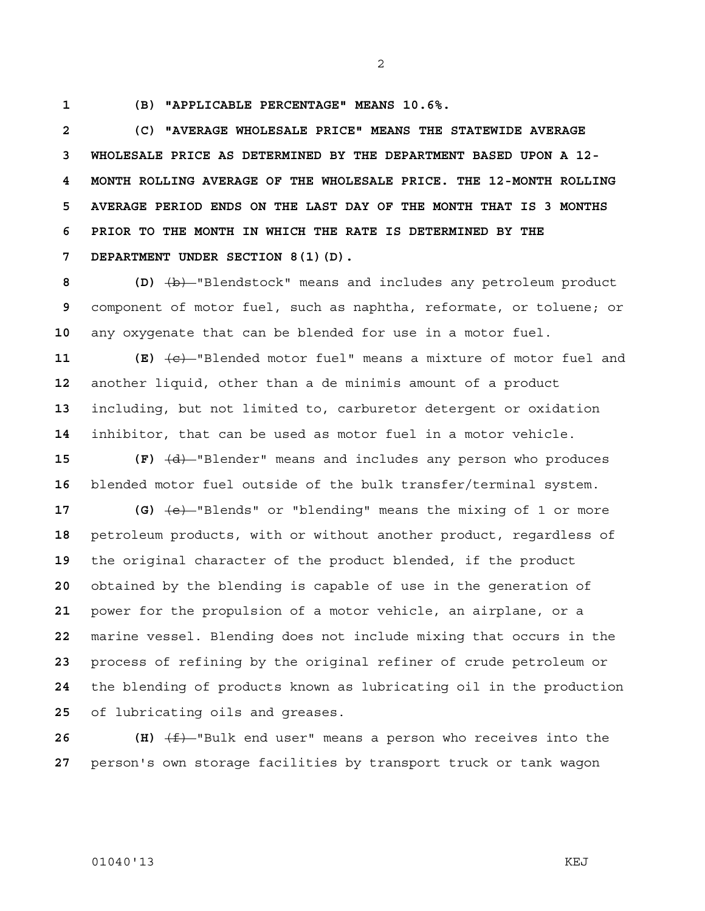**(B) "APPLICABLE PERCENTAGE" MEANS 10.6%.**

**(C) "AVERAGE WHOLESALE PRICE" MEANS THE STATEWIDE AVERAGE WHOLESALE PRICE AS DETERMINED BY THE DEPARTMENT BASED UPON A 12-MONTH ROLLING AVERAGE OF THE WHOLESALE PRICE. THE 12-MONTH ROLLING AVERAGE PERIOD ENDS ON THE LAST DAY OF THE MONTH THAT IS 3 MONTHS PRIOR TO THE MONTH IN WHICH THE RATE IS DETERMINED BY THE DEPARTMENT UNDER SECTION 8(1)(D).**

**(D)** ~~(b)~~ "Blendstock" means and includes any petroleum product component of motor fuel, such as naphtha, reformate, or toluene; or any oxygenate that can be blended for use in a motor fuel.

**(E)** ~~(c)~~ "Blended motor fuel" means a mixture of motor fuel and another liquid, other than a de minimis amount of a product including, but not limited to, carburetor detergent or oxidation inhibitor, that can be used as motor fuel in a motor vehicle.

**(F)** ~~(d)~~ "Blender" means and includes any person who produces blended motor fuel outside of the bulk transfer/terminal system.

**(G)** ~~(e)~~ "Blends" or "blending" means the mixing of 1 or more petroleum products, with or without another product, regardless of the original character of the product blended, if the product obtained by the blending is capable of use in the generation of power for the propulsion of a motor vehicle, an airplane, or a marine vessel. Blending does not include mixing that occurs in the process of refining by the original refiner of crude petroleum or the blending of products known as lubricating oil in the production of lubricating oils and greases.

**(H)** ~~(f)~~ "Bulk end user" means a person who receives into the person's own storage facilities by transport truck or tank wagon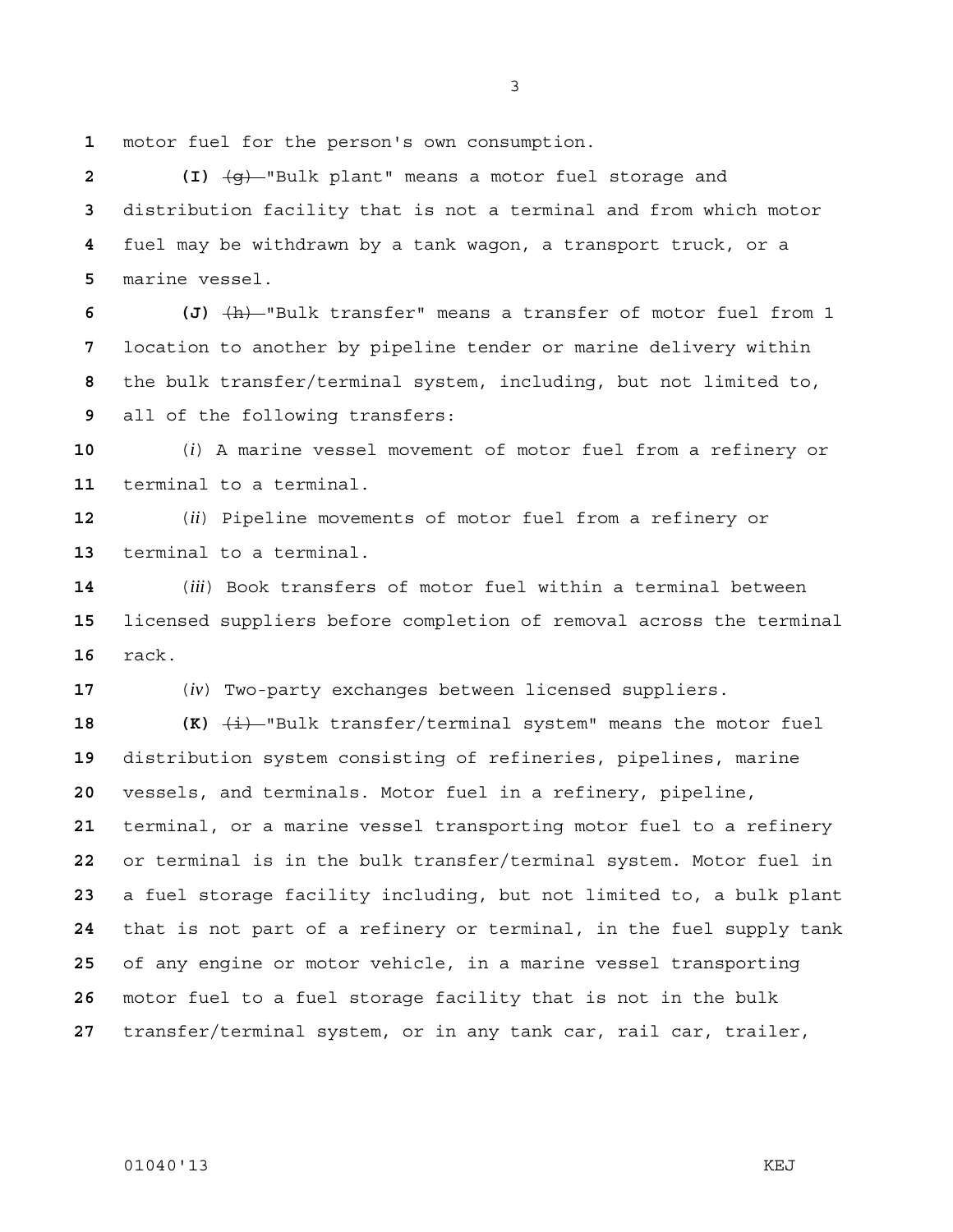motor fuel for the person's own consumption.

**(I)** ~~(g)~~ "Bulk plant" means a motor fuel storage and distribution facility that is not a terminal and from which motor fuel may be withdrawn by a tank wagon, a transport truck, or a marine vessel.

**(J)** ~~(h)~~ "Bulk transfer" means a transfer of motor fuel from 1 location to another by pipeline tender or marine delivery within the bulk transfer/terminal system, including, but not limited to, all of the following transfers:

(*i*) A marine vessel movement of motor fuel from a refinery or terminal to a terminal.

(*ii*) Pipeline movements of motor fuel from a refinery or terminal to a terminal.

(*iii*) Book transfers of motor fuel within a terminal between licensed suppliers before completion of removal across the terminal rack.

(*iv*) Two-party exchanges between licensed suppliers.

**(K)** ~~(i)~~ "Bulk transfer/terminal system" means the motor fuel distribution system consisting of refineries, pipelines, marine vessels, and terminals. Motor fuel in a refinery, pipeline, terminal, or a marine vessel transporting motor fuel to a refinery or terminal is in the bulk transfer/terminal system. Motor fuel in a fuel storage facility including, but not limited to, a bulk plant that is not part of a refinery or terminal, in the fuel supply tank of any engine or motor vehicle, in a marine vessel transporting motor fuel to a fuel storage facility that is not in the bulk transfer/terminal system, or in any tank car, rail car, trailer,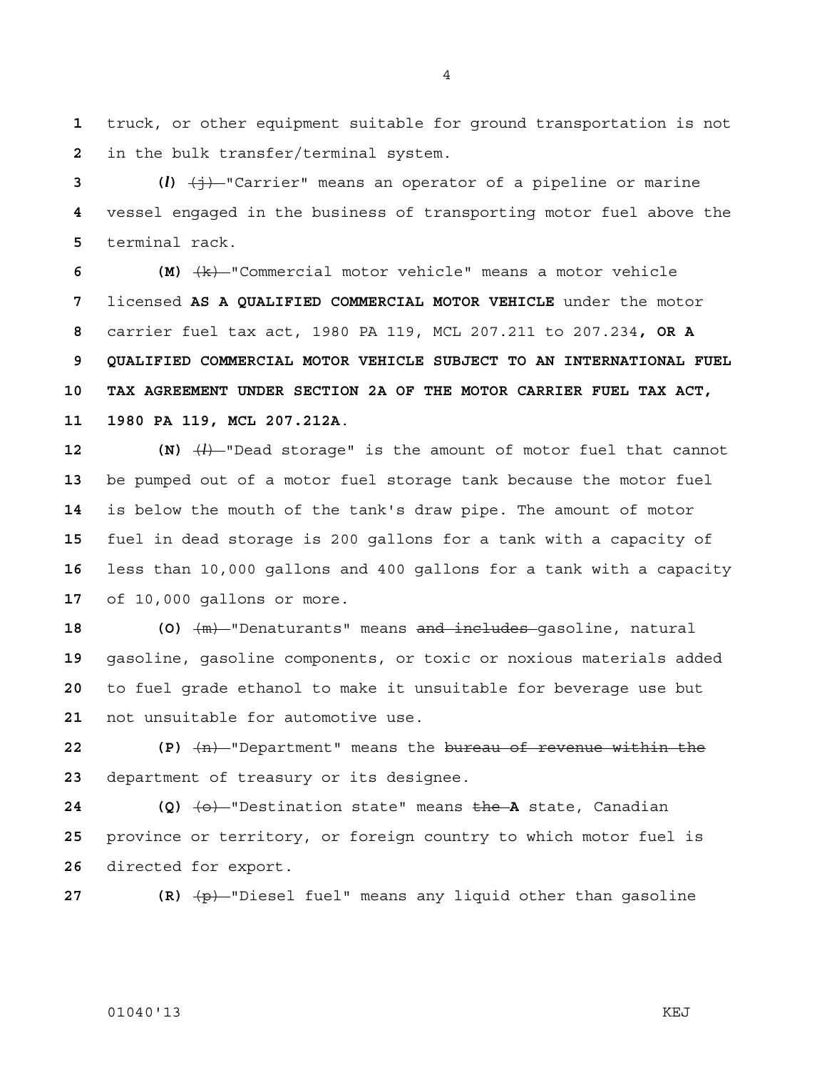truck, or other equipment suitable for ground transportation is not in the bulk transfer/terminal system.

**(*l*)** ~~(j)~~ "Carrier" means an operator of a pipeline or marine vessel engaged in the business of transporting motor fuel above the terminal rack.

**(M)** ~~(k)~~ "Commercial motor vehicle" means a motor vehicle licensed **AS A QUALIFIED COMMERCIAL MOTOR VEHICLE** under the motor carrier fuel tax act, 1980 PA 119, MCL 207.211 to 207.234**, OR A QUALIFIED COMMERCIAL MOTOR VEHICLE SUBJECT TO AN INTERNATIONAL FUEL TAX AGREEMENT UNDER SECTION 2A OF THE MOTOR CARRIER FUEL TAX ACT, 1980 PA 119, MCL 207.212A**.

**(N)** ~~(*l*)~~ "Dead storage" is the amount of motor fuel that cannot be pumped out of a motor fuel storage tank because the motor fuel is below the mouth of the tank's draw pipe. The amount of motor fuel in dead storage is 200 gallons for a tank with a capacity of less than 10,000 gallons and 400 gallons for a tank with a capacity of 10,000 gallons or more.

**(O)** ~~(m)~~ "Denaturants" means ~~and includes~~ gasoline, natural gasoline, gasoline components, or toxic or noxious materials added to fuel grade ethanol to make it unsuitable for beverage use but not unsuitable for automotive use.

**(P)** ~~(n)~~ "Department" means the ~~bureau of revenue within the~~ department of treasury or its designee.

**(Q)** ~~(o)~~ "Destination state" means ~~the~~ **A** state, Canadian province or territory, or foreign country to which motor fuel is directed for export.

**(R)** ~~(p)~~ "Diesel fuel" means any liquid other than gasoline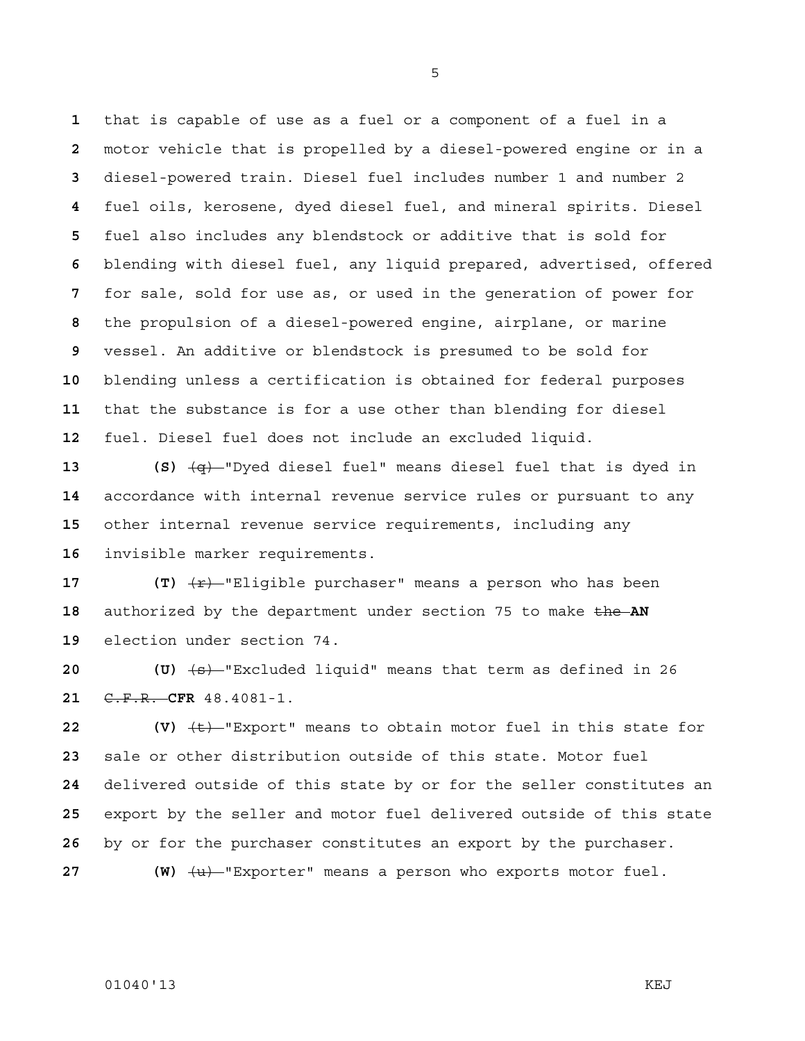that is capable of use as a fuel or a component of a fuel in a motor vehicle that is propelled by a diesel-powered engine or in a diesel-powered train. Diesel fuel includes number 1 and number 2 fuel oils, kerosene, dyed diesel fuel, and mineral spirits. Diesel fuel also includes any blendstock or additive that is sold for blending with diesel fuel, any liquid prepared, advertised, offered for sale, sold for use as, or used in the generation of power for the propulsion of a diesel-powered engine, airplane, or marine vessel. An additive or blendstock is presumed to be sold for blending unless a certification is obtained for federal purposes that the substance is for a use other than blending for diesel fuel. Diesel fuel does not include an excluded liquid.

**(S)** ~~(q)~~ "Dyed diesel fuel" means diesel fuel that is dyed in accordance with internal revenue service rules or pursuant to any other internal revenue service requirements, including any invisible marker requirements.

**(T)** ~~(r)~~ "Eligible purchaser" means a person who has been authorized by the department under section 75 to make ~~the~~ **AN** election under section 74.

**(U)** ~~(s)~~ "Excluded liquid" means that term as defined in 26 ~~C.F.R.~~ **CFR** 48.4081-1.

**(V)** ~~(t)~~ "Export" means to obtain motor fuel in this state for sale or other distribution outside of this state. Motor fuel delivered outside of this state by or for the seller constitutes an export by the seller and motor fuel delivered outside of this state by or for the purchaser constitutes an export by the purchaser.

**(W)** ~~(u)~~ "Exporter" means a person who exports motor fuel.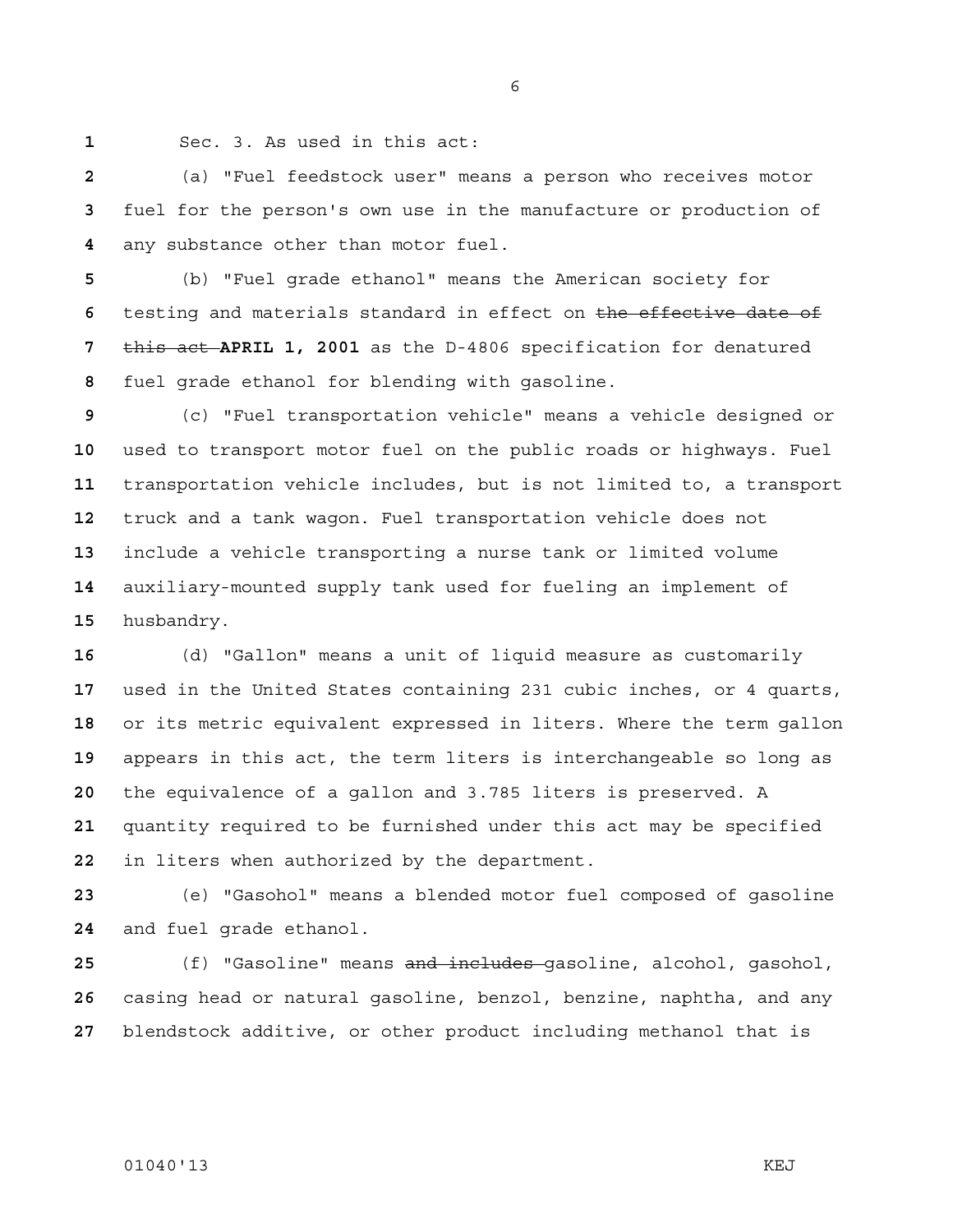Sec. 3. As used in this act:

(a) "Fuel feedstock user" means a person who receives motor fuel for the person's own use in the manufacture or production of any substance other than motor fuel.

(b) "Fuel grade ethanol" means the American society for testing and materials standard in effect on ~~the effective date of this act~~ **APRIL 1, 2001** as the D-4806 specification for denatured fuel grade ethanol for blending with gasoline.

(c) "Fuel transportation vehicle" means a vehicle designed or used to transport motor fuel on the public roads or highways. Fuel transportation vehicle includes, but is not limited to, a transport truck and a tank wagon. Fuel transportation vehicle does not include a vehicle transporting a nurse tank or limited volume auxiliary-mounted supply tank used for fueling an implement of husbandry.

(d) "Gallon" means a unit of liquid measure as customarily used in the United States containing 231 cubic inches, or 4 quarts, or its metric equivalent expressed in liters. Where the term gallon appears in this act, the term liters is interchangeable so long as the equivalence of a gallon and 3.785 liters is preserved. A quantity required to be furnished under this act may be specified in liters when authorized by the department.

(e) "Gasohol" means a blended motor fuel composed of gasoline and fuel grade ethanol.

(f) "Gasoline" means ~~and includes~~ gasoline, alcohol, gasohol, casing head or natural gasoline, benzol, benzine, naphtha, and any blendstock additive, or other product including methanol that is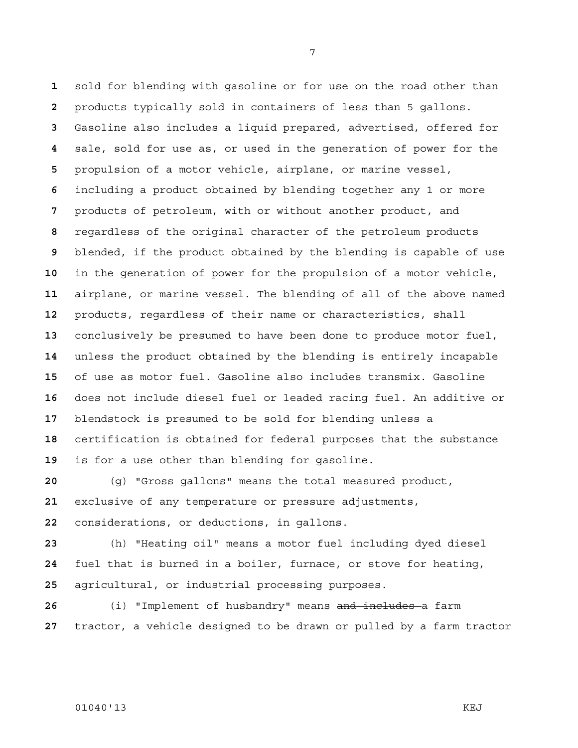sold for blending with gasoline or for use on the road other than products typically sold in containers of less than 5 gallons. Gasoline also includes a liquid prepared, advertised, offered for sale, sold for use as, or used in the generation of power for the propulsion of a motor vehicle, airplane, or marine vessel, including a product obtained by blending together any 1 or more products of petroleum, with or without another product, and regardless of the original character of the petroleum products blended, if the product obtained by the blending is capable of use in the generation of power for the propulsion of a motor vehicle, airplane, or marine vessel. The blending of all of the above named products, regardless of their name or characteristics, shall conclusively be presumed to have been done to produce motor fuel, unless the product obtained by the blending is entirely incapable of use as motor fuel. Gasoline also includes transmix. Gasoline does not include diesel fuel or leaded racing fuel. An additive or blendstock is presumed to be sold for blending unless a certification is obtained for federal purposes that the substance is for a use other than blending for gasoline.

(g) "Gross gallons" means the total measured product, exclusive of any temperature or pressure adjustments, considerations, or deductions, in gallons.

(h) "Heating oil" means a motor fuel including dyed diesel fuel that is burned in a boiler, furnace, or stove for heating, agricultural, or industrial processing purposes.

(i) "Implement of husbandry" means ~~and includes~~ a farm tractor, a vehicle designed to be drawn or pulled by a farm tractor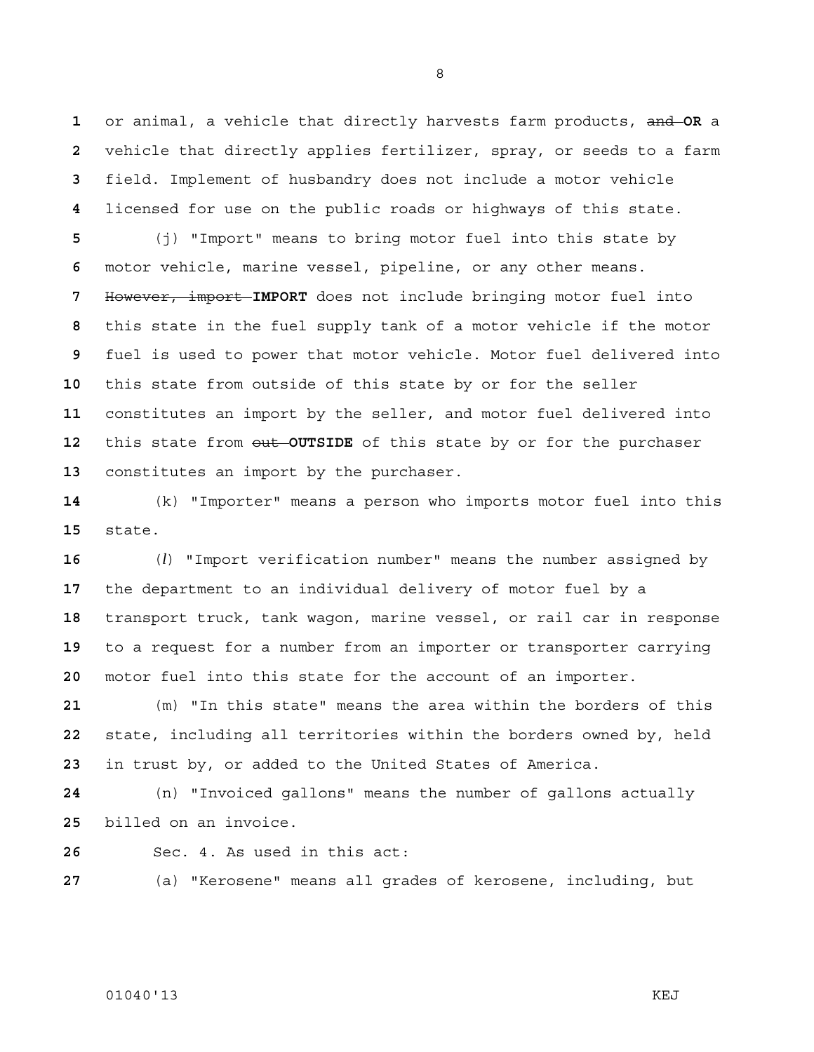or animal, a vehicle that directly harvests farm products, ~~and~~ **OR** a vehicle that directly applies fertilizer, spray, or seeds to a farm field. Implement of husbandry does not include a motor vehicle licensed for use on the public roads or highways of this state.

(j) "Import" means to bring motor fuel into this state by motor vehicle, marine vessel, pipeline, or any other means. ~~However, import~~ **IMPORT** does not include bringing motor fuel into this state in the fuel supply tank of a motor vehicle if the motor fuel is used to power that motor vehicle. Motor fuel delivered into this state from outside of this state by or for the seller constitutes an import by the seller, and motor fuel delivered into this state from ~~out~~ **OUTSIDE** of this state by or for the purchaser constitutes an import by the purchaser.

(k) "Importer" means a person who imports motor fuel into this state.

(*l*) "Import verification number" means the number assigned by the department to an individual delivery of motor fuel by a transport truck, tank wagon, marine vessel, or rail car in response to a request for a number from an importer or transporter carrying motor fuel into this state for the account of an importer.

(m) "In this state" means the area within the borders of this state, including all territories within the borders owned by, held in trust by, or added to the United States of America.

(n) "Invoiced gallons" means the number of gallons actually billed on an invoice.

Sec. 4. As used in this act:

(a) "Kerosene" means all grades of kerosene, including, but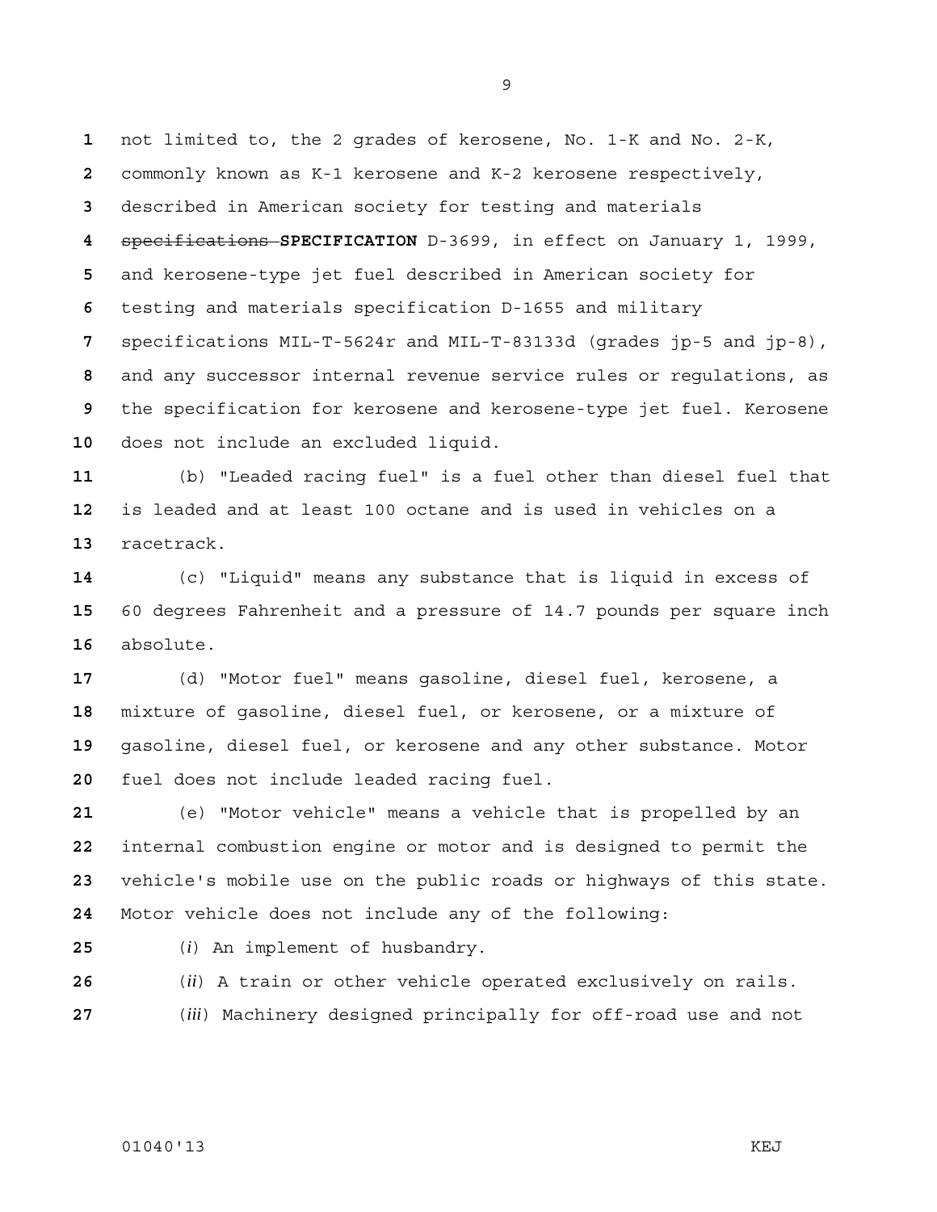not limited to, the 2 grades of kerosene, No. 1-K and No. 2-K, commonly known as K-1 kerosene and K-2 kerosene respectively, described in American society for testing and materials ~~specifications~~ **SPECIFICATION** D-3699, in effect on January 1, 1999, and kerosene-type jet fuel described in American society for testing and materials specification D-1655 and military specifications MIL-T-5624r and MIL-T-83133d (grades jp-5 and jp-8), and any successor internal revenue service rules or regulations, as the specification for kerosene and kerosene-type jet fuel. Kerosene does not include an excluded liquid.

(b) "Leaded racing fuel" is a fuel other than diesel fuel that is leaded and at least 100 octane and is used in vehicles on a racetrack.

(c) "Liquid" means any substance that is liquid in excess of 60 degrees Fahrenheit and a pressure of 14.7 pounds per square inch absolute.

(d) "Motor fuel" means gasoline, diesel fuel, kerosene, a mixture of gasoline, diesel fuel, or kerosene, or a mixture of gasoline, diesel fuel, or kerosene and any other substance. Motor fuel does not include leaded racing fuel.

(e) "Motor vehicle" means a vehicle that is propelled by an internal combustion engine or motor and is designed to permit the vehicle's mobile use on the public roads or highways of this state. Motor vehicle does not include any of the following:

(*i*) An implement of husbandry.

(*ii*) A train or other vehicle operated exclusively on rails.

(*iii*) Machinery designed principally for off-road use and not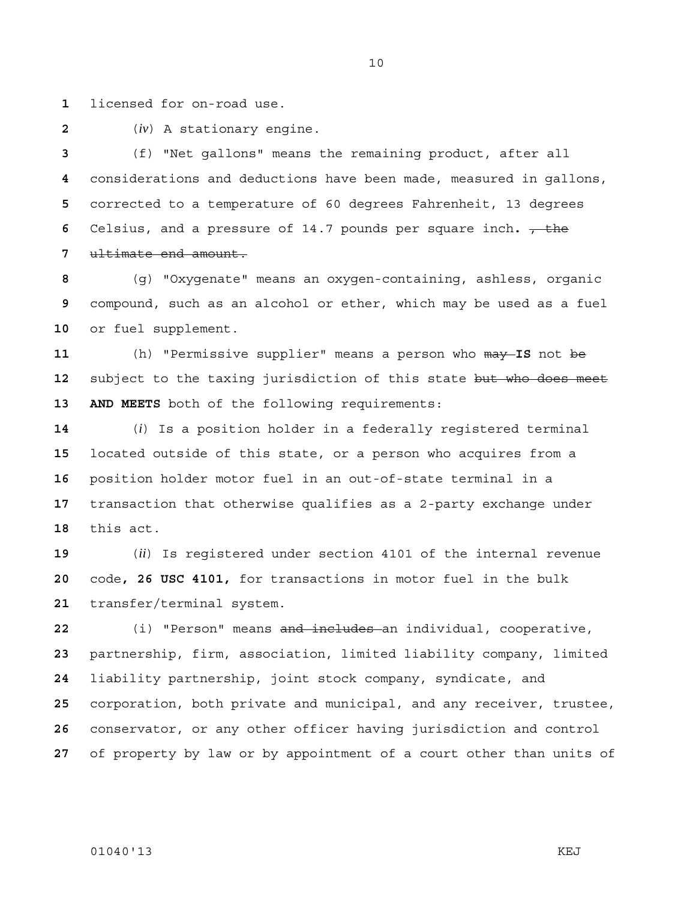licensed for on-road use.

(*iv*) A stationary engine.

(f) "Net gallons" means the remaining product, after all considerations and deductions have been made, measured in gallons, corrected to a temperature of 60 degrees Fahrenheit, 13 degrees Celsius, and a pressure of 14.7 pounds per square inch**.** ~~, the ultimate end amount.~~

(g) "Oxygenate" means an oxygen-containing, ashless, organic compound, such as an alcohol or ether, which may be used as a fuel or fuel supplement.

(h) "Permissive supplier" means a person who ~~may~~ **IS** not ~~be~~ subject to the taxing jurisdiction of this state ~~but who does meet~~ **AND MEETS** both of the following requirements:

(*i*) Is a position holder in a federally registered terminal located outside of this state, or a person who acquires from a position holder motor fuel in an out-of-state terminal in a transaction that otherwise qualifies as a 2-party exchange under this act.

(*ii*) Is registered under section 4101 of the internal revenue code**, 26 USC 4101,** for transactions in motor fuel in the bulk transfer/terminal system.

(i) "Person" means ~~and includes~~ an individual, cooperative, partnership, firm, association, limited liability company, limited liability partnership, joint stock company, syndicate, and corporation, both private and municipal, and any receiver, trustee, conservator, or any other officer having jurisdiction and control of property by law or by appointment of a court other than units of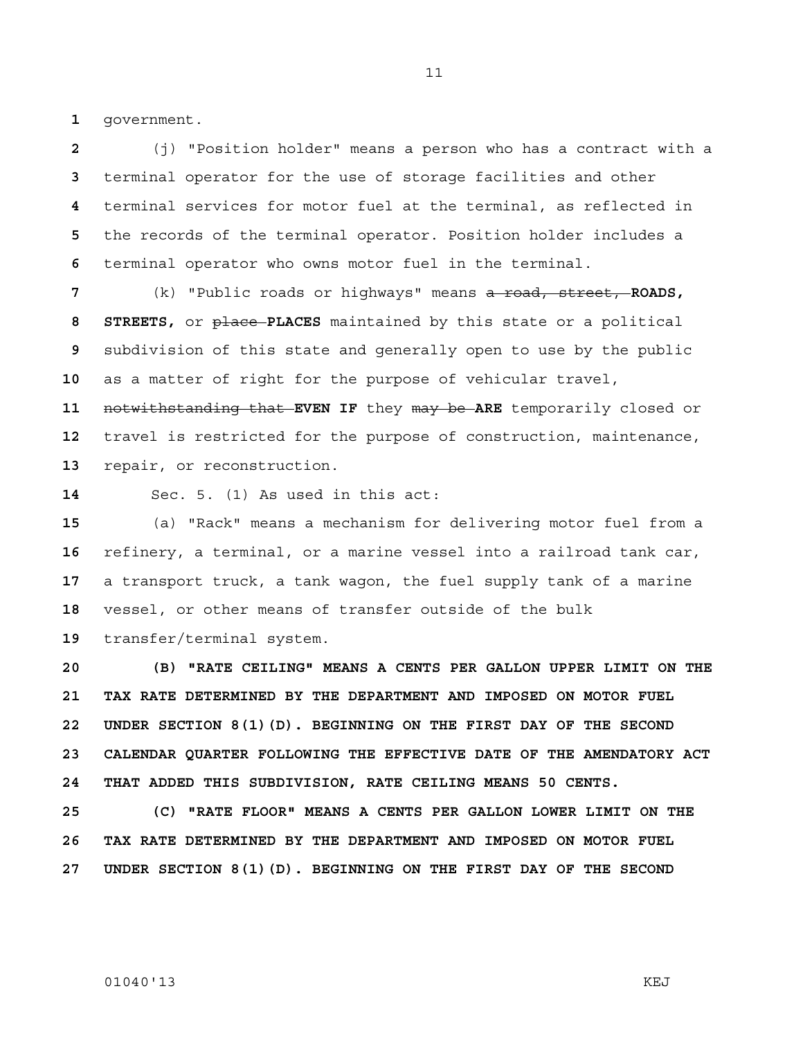government.

(j) "Position holder" means a person who has a contract with a terminal operator for the use of storage facilities and other terminal services for motor fuel at the terminal, as reflected in the records of the terminal operator. Position holder includes a terminal operator who owns motor fuel in the terminal.

(k) "Public roads or highways" means ~~a road, street,~~ **ROADS, STREETS,** or ~~place~~ **PLACES** maintained by this state or a political subdivision of this state and generally open to use by the public as a matter of right for the purpose of vehicular travel, ~~notwithstanding that~~ **EVEN IF** they ~~may be~~ **ARE** temporarily closed or travel is restricted for the purpose of construction, maintenance, repair, or reconstruction.

Sec. 5. (1) As used in this act:

(a) "Rack" means a mechanism for delivering motor fuel from a refinery, a terminal, or a marine vessel into a railroad tank car, a transport truck, a tank wagon, the fuel supply tank of a marine vessel, or other means of transfer outside of the bulk transfer/terminal system.

**(B) "RATE CEILING" MEANS A CENTS PER GALLON UPPER LIMIT ON THE TAX RATE DETERMINED BY THE DEPARTMENT AND IMPOSED ON MOTOR FUEL UNDER SECTION 8(1)(D). BEGINNING ON THE FIRST DAY OF THE SECOND CALENDAR QUARTER FOLLOWING THE EFFECTIVE DATE OF THE AMENDATORY ACT THAT ADDED THIS SUBDIVISION, RATE CEILING MEANS 50 CENTS.**

**(C) "RATE FLOOR" MEANS A CENTS PER GALLON LOWER LIMIT ON THE TAX RATE DETERMINED BY THE DEPARTMENT AND IMPOSED ON MOTOR FUEL UNDER SECTION 8(1)(D). BEGINNING ON THE FIRST DAY OF THE SECOND**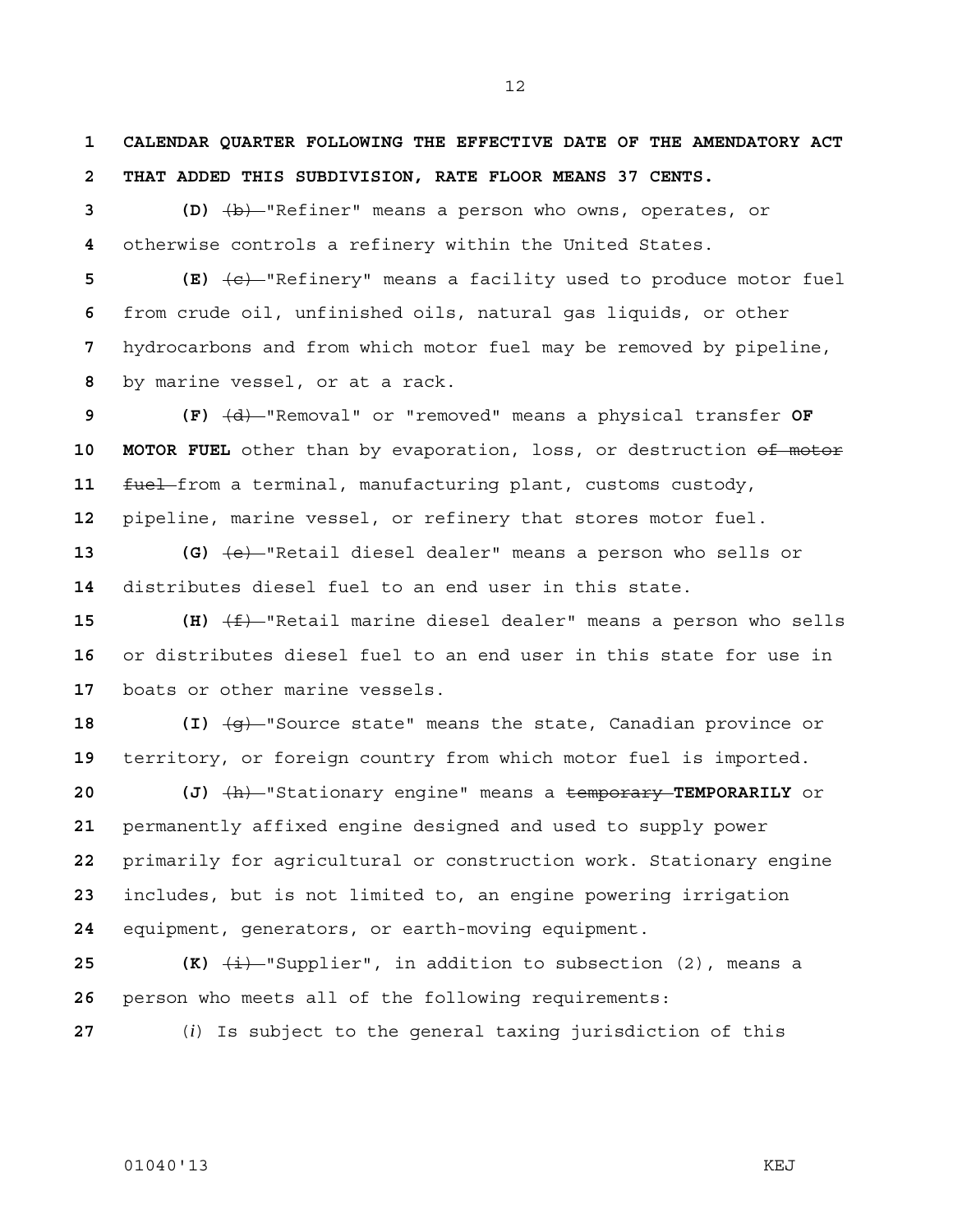**CALENDAR QUARTER FOLLOWING THE EFFECTIVE DATE OF THE AMENDATORY ACT THAT ADDED THIS SUBDIVISION, RATE FLOOR MEANS 37 CENTS.**

**(D)** ~~(b)~~ "Refiner" means a person who owns, operates, or otherwise controls a refinery within the United States.

**(E)** ~~(c)~~ "Refinery" means a facility used to produce motor fuel from crude oil, unfinished oils, natural gas liquids, or other hydrocarbons and from which motor fuel may be removed by pipeline, by marine vessel, or at a rack.

**(F)** ~~(d)~~ "Removal" or "removed" means a physical transfer **OF MOTOR FUEL** other than by evaporation, loss, or destruction ~~of motor fuel~~ from a terminal, manufacturing plant, customs custody, pipeline, marine vessel, or refinery that stores motor fuel.

**(G)** ~~(e)~~ "Retail diesel dealer" means a person who sells or distributes diesel fuel to an end user in this state.

**(H)** ~~(f)~~ "Retail marine diesel dealer" means a person who sells or distributes diesel fuel to an end user in this state for use in boats or other marine vessels.

**(I)** ~~(g)~~ "Source state" means the state, Canadian province or territory, or foreign country from which motor fuel is imported.

**(J)** ~~(h)~~ "Stationary engine" means a ~~temporary~~ **TEMPORARILY** or permanently affixed engine designed and used to supply power primarily for agricultural or construction work. Stationary engine includes, but is not limited to, an engine powering irrigation equipment, generators, or earth-moving equipment.

**(K)** ~~(i)~~ "Supplier", in addition to subsection (2), means a person who meets all of the following requirements:

(*i*) Is subject to the general taxing jurisdiction of this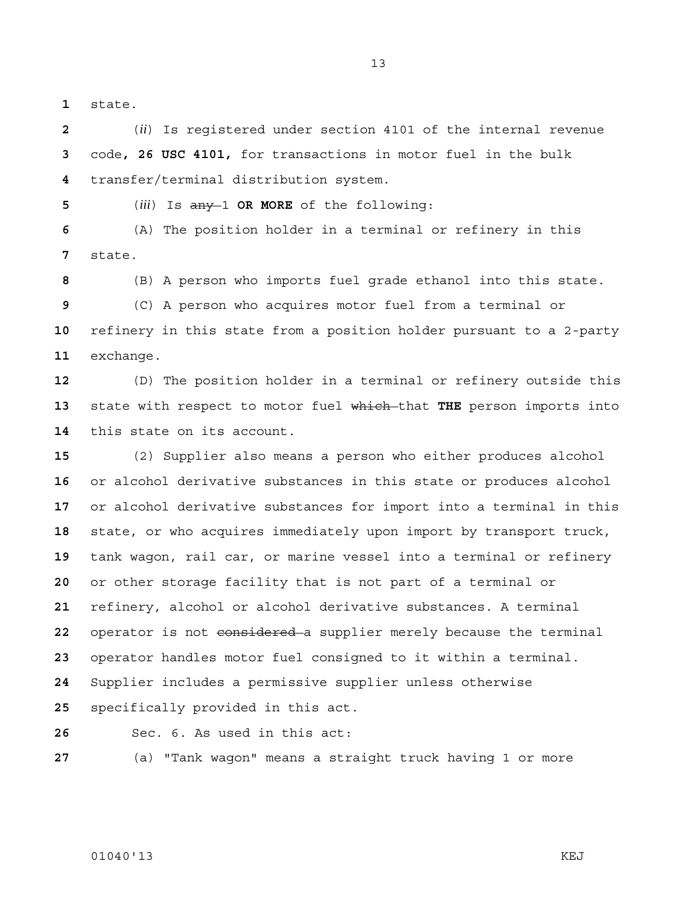state.

(*ii*) Is registered under section 4101 of the internal revenue code**, 26 USC 4101,** for transactions in motor fuel in the bulk transfer/terminal distribution system.

(*iii*) Is ~~any~~ 1 **OR MORE** of the following:

(A) The position holder in a terminal or refinery in this state.

(B) A person who imports fuel grade ethanol into this state.

(C) A person who acquires motor fuel from a terminal or refinery in this state from a position holder pursuant to a 2-party exchange.

(D) The position holder in a terminal or refinery outside this state with respect to motor fuel ~~which~~ that **THE** person imports into this state on its account.

(2) Supplier also means a person who either produces alcohol or alcohol derivative substances in this state or produces alcohol or alcohol derivative substances for import into a terminal in this state, or who acquires immediately upon import by transport truck, tank wagon, rail car, or marine vessel into a terminal or refinery or other storage facility that is not part of a terminal or refinery, alcohol or alcohol derivative substances. A terminal operator is not ~~considered~~ a supplier merely because the terminal operator handles motor fuel consigned to it within a terminal. Supplier includes a permissive supplier unless otherwise specifically provided in this act.

Sec. 6. As used in this act:

(a) "Tank wagon" means a straight truck having 1 or more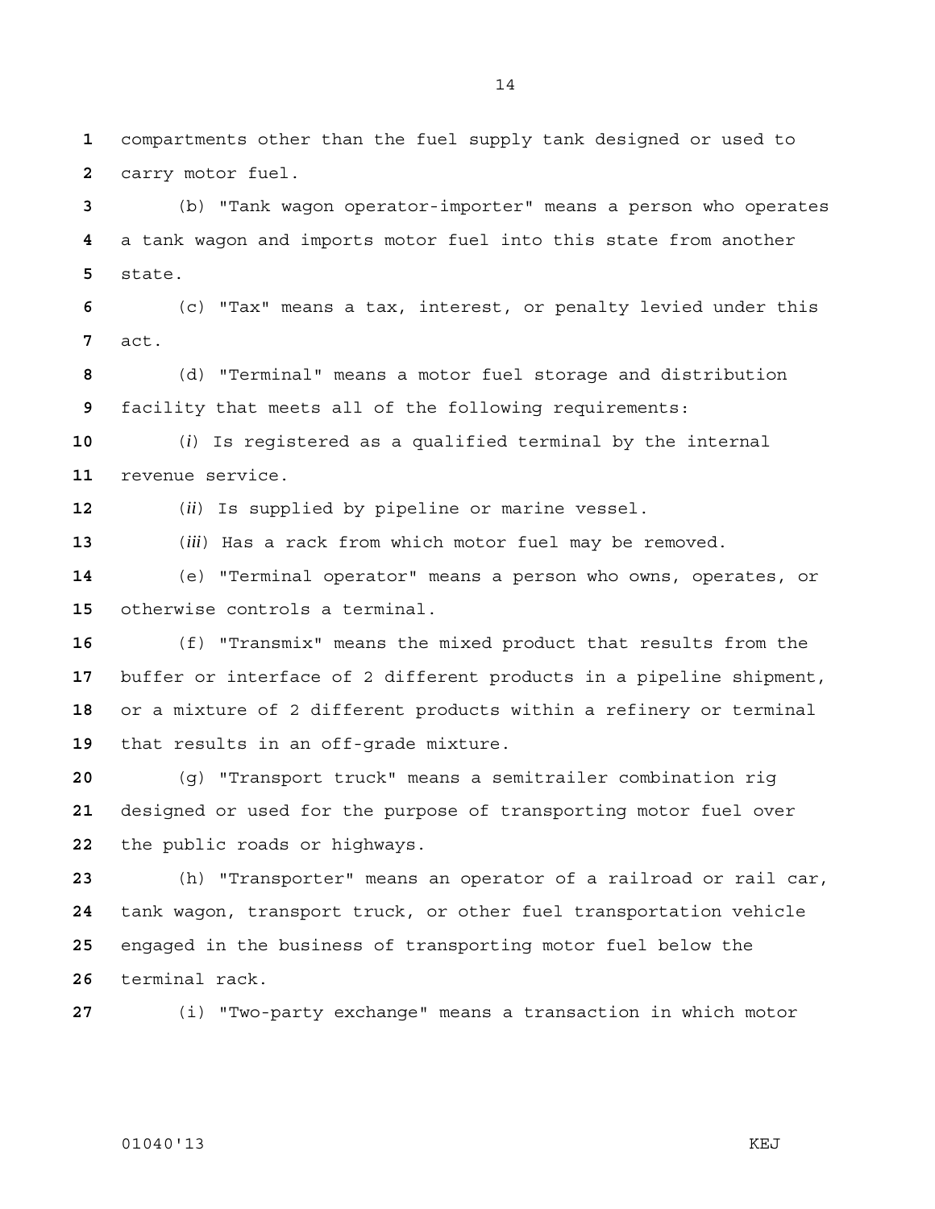compartments other than the fuel supply tank designed or used to carry motor fuel.

(b) "Tank wagon operator-importer" means a person who operates a tank wagon and imports motor fuel into this state from another state.

(c) "Tax" means a tax, interest, or penalty levied under this act.

(d) "Terminal" means a motor fuel storage and distribution facility that meets all of the following requirements:

(*i*) Is registered as a qualified terminal by the internal revenue service.

(*ii*) Is supplied by pipeline or marine vessel.

(*iii*) Has a rack from which motor fuel may be removed.

(e) "Terminal operator" means a person who owns, operates, or otherwise controls a terminal.

(f) "Transmix" means the mixed product that results from the buffer or interface of 2 different products in a pipeline shipment, or a mixture of 2 different products within a refinery or terminal that results in an off-grade mixture.

(g) "Transport truck" means a semitrailer combination rig designed or used for the purpose of transporting motor fuel over the public roads or highways.

(h) "Transporter" means an operator of a railroad or rail car, tank wagon, transport truck, or other fuel transportation vehicle engaged in the business of transporting motor fuel below the terminal rack.

(i) "Two-party exchange" means a transaction in which motor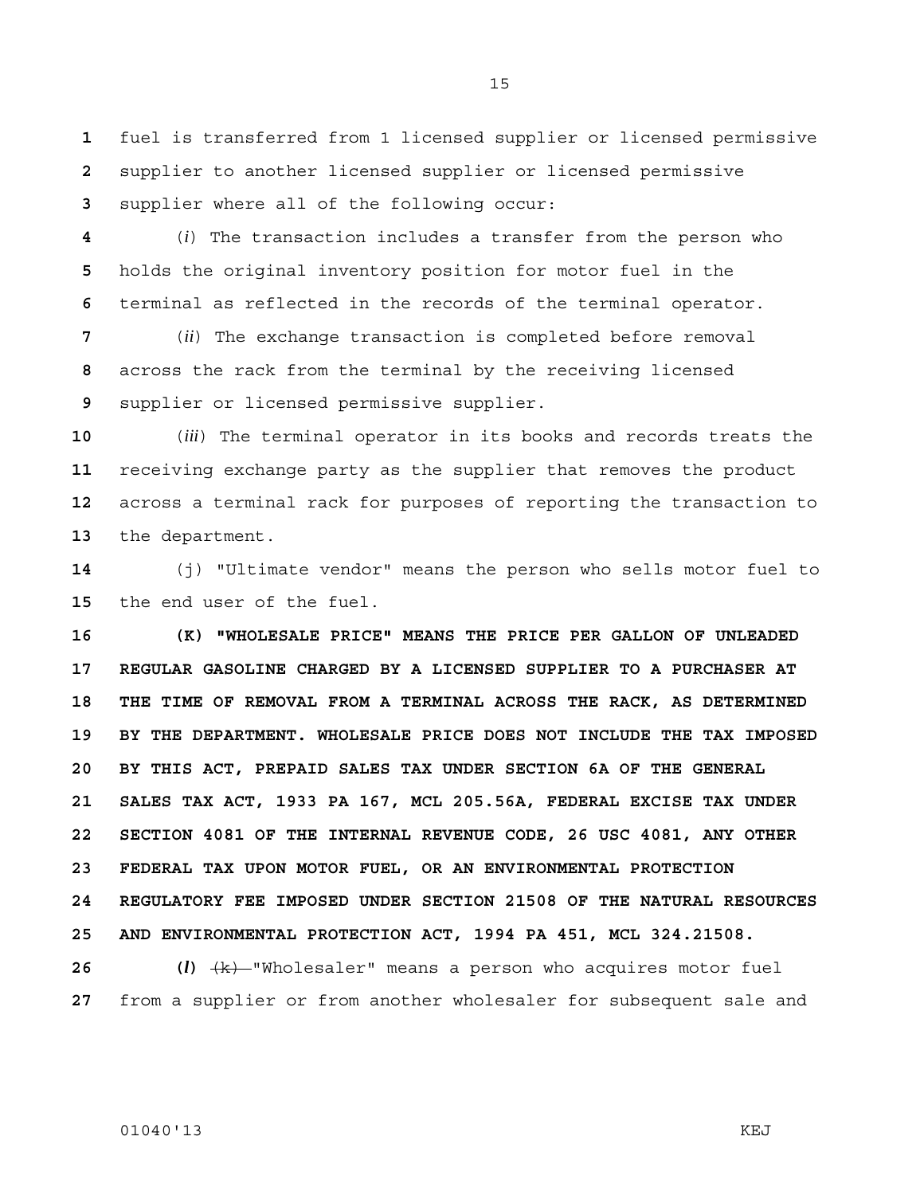fuel is transferred from 1 licensed supplier or licensed permissive supplier to another licensed supplier or licensed permissive supplier where all of the following occur:

(*i*) The transaction includes a transfer from the person who holds the original inventory position for motor fuel in the terminal as reflected in the records of the terminal operator.

(*ii*) The exchange transaction is completed before removal across the rack from the terminal by the receiving licensed supplier or licensed permissive supplier.

(*iii*) The terminal operator in its books and records treats the receiving exchange party as the supplier that removes the product across a terminal rack for purposes of reporting the transaction to the department.

(j) "Ultimate vendor" means the person who sells motor fuel to the end user of the fuel.

**(K) "WHOLESALE PRICE" MEANS THE PRICE PER GALLON OF UNLEADED REGULAR GASOLINE CHARGED BY A LICENSED SUPPLIER TO A PURCHASER AT THE TIME OF REMOVAL FROM A TERMINAL ACROSS THE RACK, AS DETERMINED BY THE DEPARTMENT. WHOLESALE PRICE DOES NOT INCLUDE THE TAX IMPOSED BY THIS ACT, PREPAID SALES TAX UNDER SECTION 6A OF THE GENERAL SALES TAX ACT, 1933 PA 167, MCL 205.56A, FEDERAL EXCISE TAX UNDER SECTION 4081 OF THE INTERNAL REVENUE CODE, 26 USC 4081, ANY OTHER FEDERAL TAX UPON MOTOR FUEL, OR AN ENVIRONMENTAL PROTECTION REGULATORY FEE IMPOSED UNDER SECTION 21508 OF THE NATURAL RESOURCES AND ENVIRONMENTAL PROTECTION ACT, 1994 PA 451, MCL 324.21508.**

**(*l*)** ~~(k)~~ "Wholesaler" means a person who acquires motor fuel from a supplier or from another wholesaler for subsequent sale and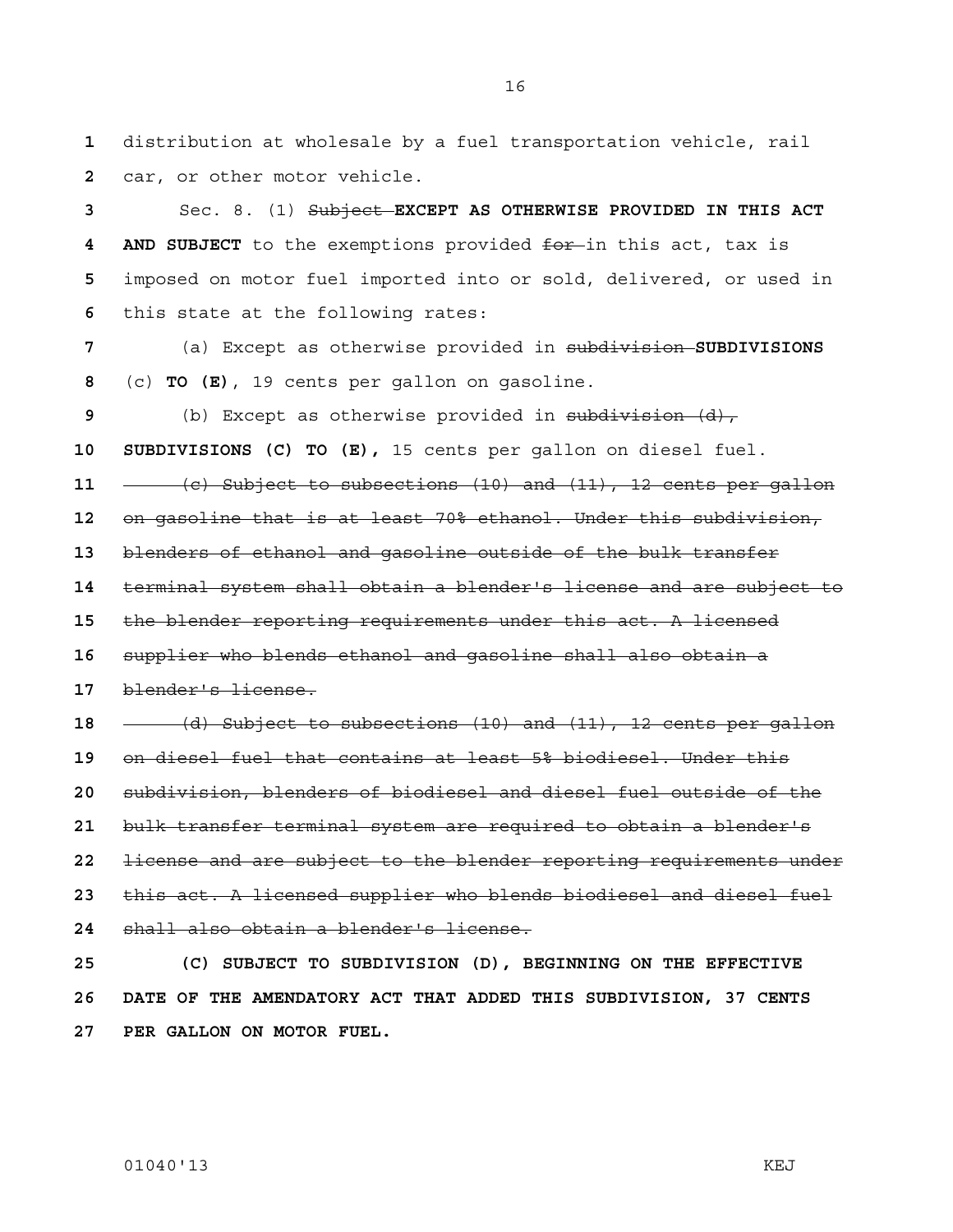distribution at wholesale by a fuel transportation vehicle, rail car, or other motor vehicle.

Sec. 8. (1) ~~Subject~~ **EXCEPT AS OTHERWISE PROVIDED IN THIS ACT AND SUBJECT** to the exemptions provided ~~for~~ in this act, tax is imposed on motor fuel imported into or sold, delivered, or used in this state at the following rates:

(a) Except as otherwise provided in ~~subdivision~~ **SUBDIVISIONS** (c) **TO (E)**, 19 cents per gallon on gasoline.

(b) Except as otherwise provided in ~~subdivision (d),~~ **SUBDIVISIONS (C) TO (E),** 15 cents per gallon on diesel fuel.

~~(c) Subject to subsections (10) and (11), 12 cents per gallon on gasoline that is at least 70% ethanol. Under this subdivision, blenders of ethanol and gasoline outside of the bulk transfer terminal system shall obtain a blender's license and are subject to the blender reporting requirements under this act. A licensed supplier who blends ethanol and gasoline shall also obtain a blender's license.~~

~~(d) Subject to subsections (10) and (11), 12 cents per gallon on diesel fuel that contains at least 5% biodiesel. Under this subdivision, blenders of biodiesel and diesel fuel outside of the bulk transfer terminal system are required to obtain a blender's license and are subject to the blender reporting requirements under this act. A licensed supplier who blends biodiesel and diesel fuel shall also obtain a blender's license.~~

**(C) SUBJECT TO SUBDIVISION (D), BEGINNING ON THE EFFECTIVE DATE OF THE AMENDATORY ACT THAT ADDED THIS SUBDIVISION, 37 CENTS PER GALLON ON MOTOR FUEL.**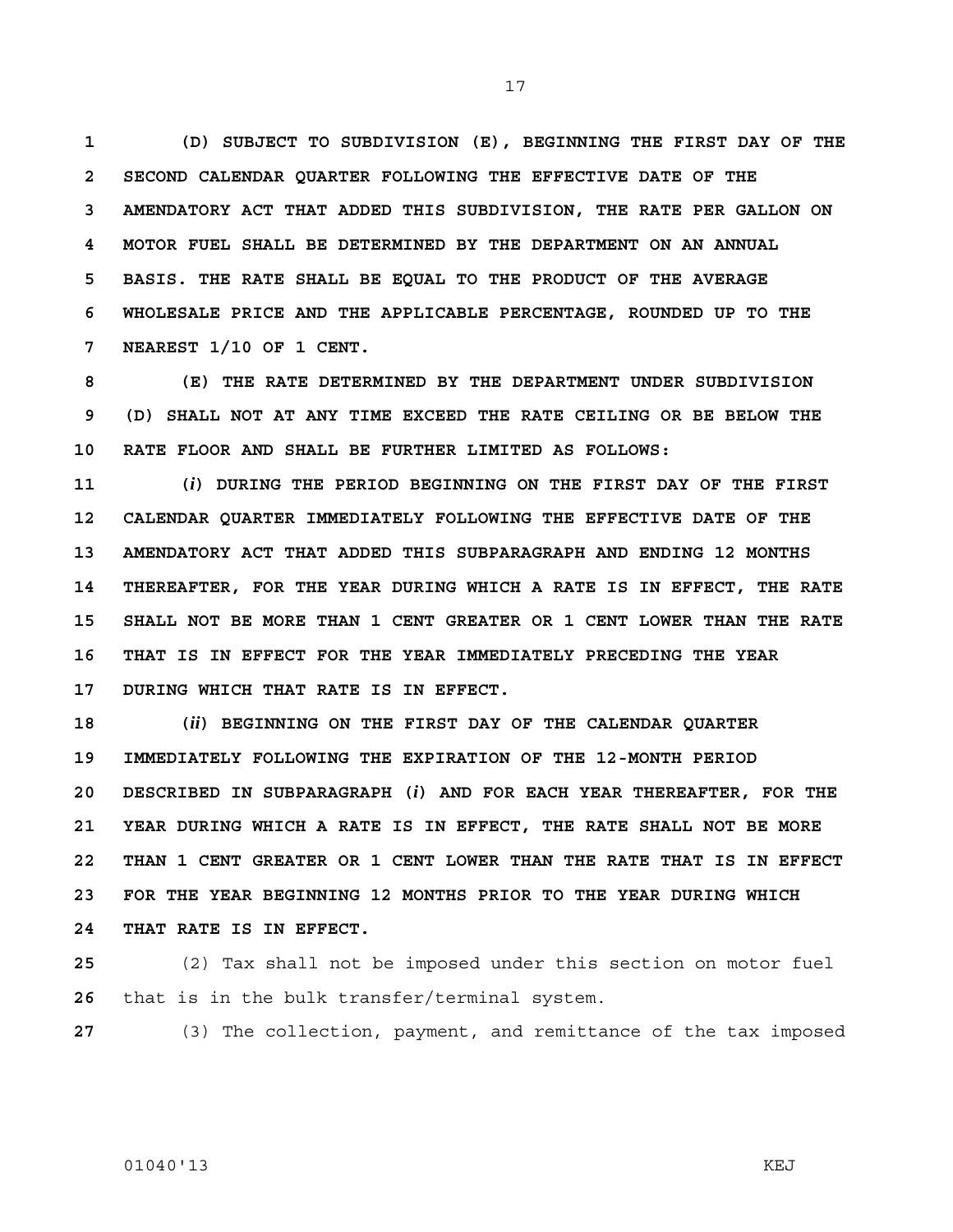**(D) SUBJECT TO SUBDIVISION (E), BEGINNING THE FIRST DAY OF THE SECOND CALENDAR QUARTER FOLLOWING THE EFFECTIVE DATE OF THE AMENDATORY ACT THAT ADDED THIS SUBDIVISION, THE RATE PER GALLON ON MOTOR FUEL SHALL BE DETERMINED BY THE DEPARTMENT ON AN ANNUAL BASIS. THE RATE SHALL BE EQUAL TO THE PRODUCT OF THE AVERAGE WHOLESALE PRICE AND THE APPLICABLE PERCENTAGE, ROUNDED UP TO THE NEAREST 1/10 OF 1 CENT.**

**(E) THE RATE DETERMINED BY THE DEPARTMENT UNDER SUBDIVISION (D) SHALL NOT AT ANY TIME EXCEED THE RATE CEILING OR BE BELOW THE RATE FLOOR AND SHALL BE FURTHER LIMITED AS FOLLOWS:**

**(*i*) DURING THE PERIOD BEGINNING ON THE FIRST DAY OF THE FIRST CALENDAR QUARTER IMMEDIATELY FOLLOWING THE EFFECTIVE DATE OF THE AMENDATORY ACT THAT ADDED THIS SUBPARAGRAPH AND ENDING 12 MONTHS THEREAFTER, FOR THE YEAR DURING WHICH A RATE IS IN EFFECT, THE RATE SHALL NOT BE MORE THAN 1 CENT GREATER OR 1 CENT LOWER THAN THE RATE THAT IS IN EFFECT FOR THE YEAR IMMEDIATELY PRECEDING THE YEAR DURING WHICH THAT RATE IS IN EFFECT.**

**(*ii*) BEGINNING ON THE FIRST DAY OF THE CALENDAR QUARTER IMMEDIATELY FOLLOWING THE EXPIRATION OF THE 12-MONTH PERIOD DESCRIBED IN SUBPARAGRAPH (*i*) AND FOR EACH YEAR THEREAFTER, FOR THE YEAR DURING WHICH A RATE IS IN EFFECT, THE RATE SHALL NOT BE MORE THAN 1 CENT GREATER OR 1 CENT LOWER THAN THE RATE THAT IS IN EFFECT FOR THE YEAR BEGINNING 12 MONTHS PRIOR TO THE YEAR DURING WHICH THAT RATE IS IN EFFECT.**

(2) Tax shall not be imposed under this section on motor fuel that is in the bulk transfer/terminal system.

(3) The collection, payment, and remittance of the tax imposed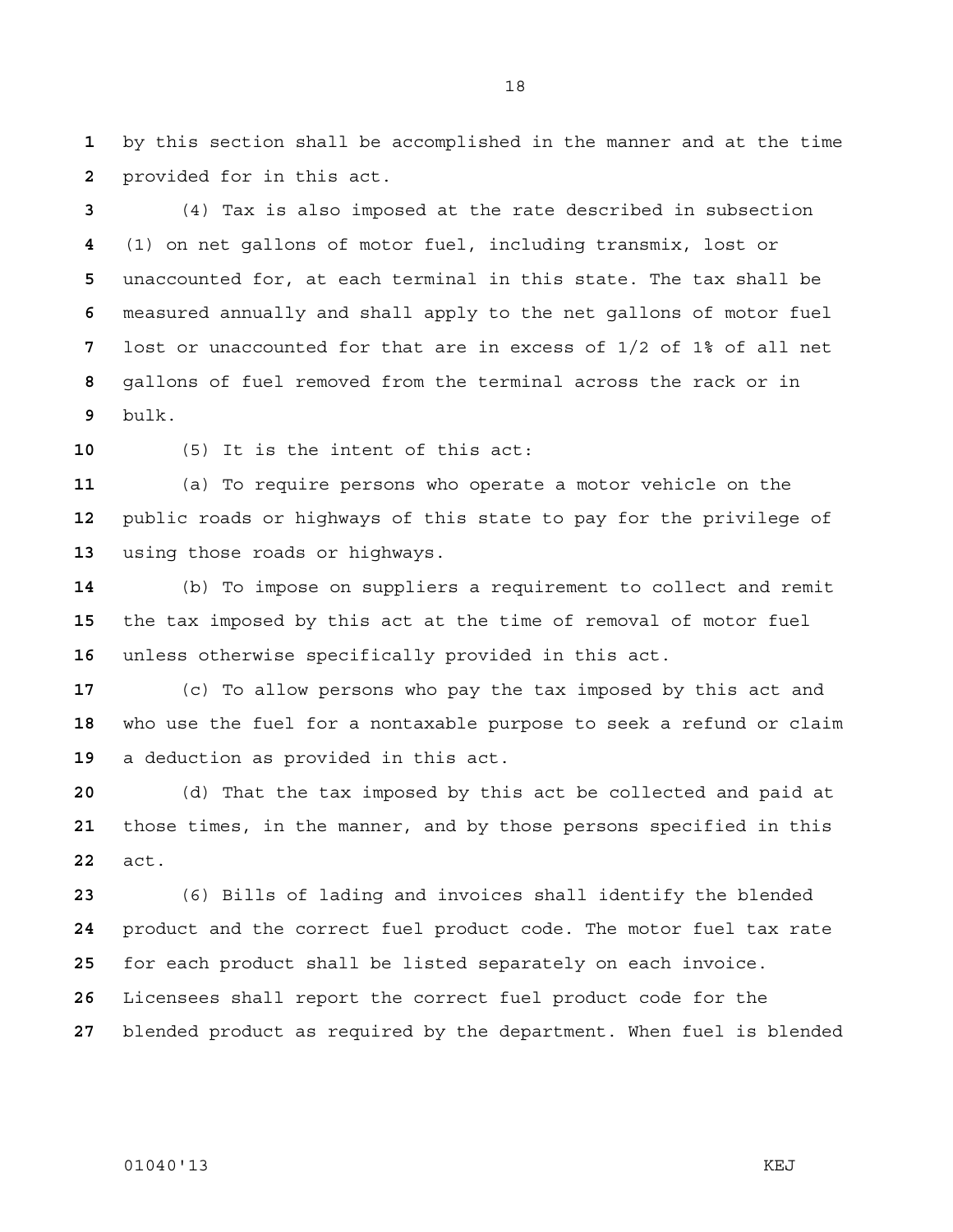by this section shall be accomplished in the manner and at the time provided for in this act.

(4) Tax is also imposed at the rate described in subsection (1) on net gallons of motor fuel, including transmix, lost or unaccounted for, at each terminal in this state. The tax shall be measured annually and shall apply to the net gallons of motor fuel lost or unaccounted for that are in excess of 1/2 of 1% of all net gallons of fuel removed from the terminal across the rack or in bulk.

(5) It is the intent of this act:

(a) To require persons who operate a motor vehicle on the public roads or highways of this state to pay for the privilege of using those roads or highways.

(b) To impose on suppliers a requirement to collect and remit the tax imposed by this act at the time of removal of motor fuel unless otherwise specifically provided in this act.

(c) To allow persons who pay the tax imposed by this act and who use the fuel for a nontaxable purpose to seek a refund or claim a deduction as provided in this act.

(d) That the tax imposed by this act be collected and paid at those times, in the manner, and by those persons specified in this act.

(6) Bills of lading and invoices shall identify the blended product and the correct fuel product code. The motor fuel tax rate for each product shall be listed separately on each invoice. Licensees shall report the correct fuel product code for the blended product as required by the department. When fuel is blended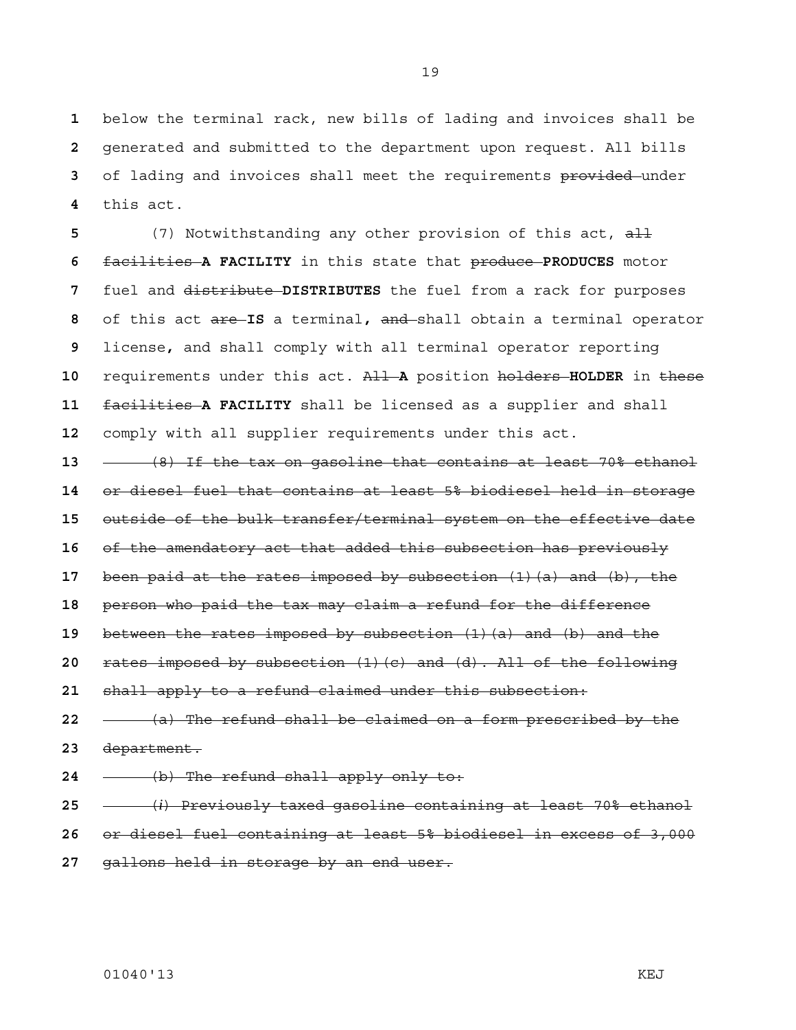below the terminal rack, new bills of lading and invoices shall be generated and submitted to the department upon request. All bills of lading and invoices shall meet the requirements ~~provided~~ under this act.

(7) Notwithstanding any other provision of this act, ~~all facilities~~ **A FACILITY** in this state that ~~produce~~ **PRODUCES** motor fuel and ~~distribute~~ **DISTRIBUTES** the fuel from a rack for purposes of this act ~~are~~ **IS** a terminal, ~~and~~ shall obtain a terminal operator license, and shall comply with all terminal operator reporting requirements under this act. ~~All~~ **A** position ~~holders~~ **HOLDER** in ~~these facilities~~ **A FACILITY** shall be licensed as a supplier and shall comply with all supplier requirements under this act.

~~(8) If the tax on gasoline that contains at least 70% ethanol or diesel fuel that contains at least 5% biodiesel held in storage outside of the bulk transfer/terminal system on the effective date of the amendatory act that added this subsection has previously been paid at the rates imposed by subsection (1)(a) and (b), the person who paid the tax may claim a refund for the difference between the rates imposed by subsection (1)(a) and (b) and the rates imposed by subsection (1)(c) and (d). All of the following shall apply to a refund claimed under this subsection:~~

~~(a) The refund shall be claimed on a form prescribed by the department.~~

~~(b) The refund shall apply only to:~~

~~(*i*) Previously taxed gasoline containing at least 70% ethanol or diesel fuel containing at least 5% biodiesel in excess of 3,000 gallons held in storage by an end user.~~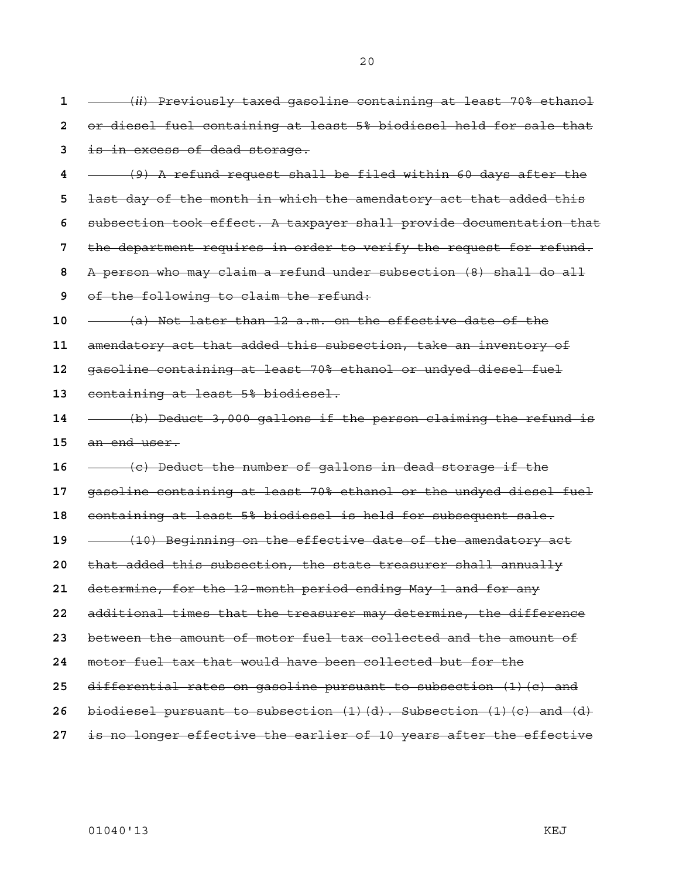~~(*ii*) Previously taxed gasoline containing at least 70% ethanol or diesel fuel containing at least 5% biodiesel held for sale that is in excess of dead storage.~~

~~(9) A refund request shall be filed within 60 days after the last day of the month in which the amendatory act that added this subsection took effect. A taxpayer shall provide documentation that the department requires in order to verify the request for refund. A person who may claim a refund under subsection (8) shall do all of the following to claim the refund:~~

~~(a) Not later than 12 a.m. on the effective date of the amendatory act that added this subsection, take an inventory of gasoline containing at least 70% ethanol or undyed diesel fuel containing at least 5% biodiesel.~~

~~(b) Deduct 3,000 gallons if the person claiming the refund is an end user.~~

~~(c) Deduct the number of gallons in dead storage if the gasoline containing at least 70% ethanol or the undyed diesel fuel containing at least 5% biodiesel is held for subsequent sale.~~

~~(10) Beginning on the effective date of the amendatory act that added this subsection, the state treasurer shall annually determine, for the 12-month period ending May 1 and for any additional times that the treasurer may determine, the difference between the amount of motor fuel tax collected and the amount of motor fuel tax that would have been collected but for the differential rates on gasoline pursuant to subsection (1)(c) and biodiesel pursuant to subsection (1)(d). Subsection (1)(c) and (d) is no longer effective the earlier of 10 years after the effective~~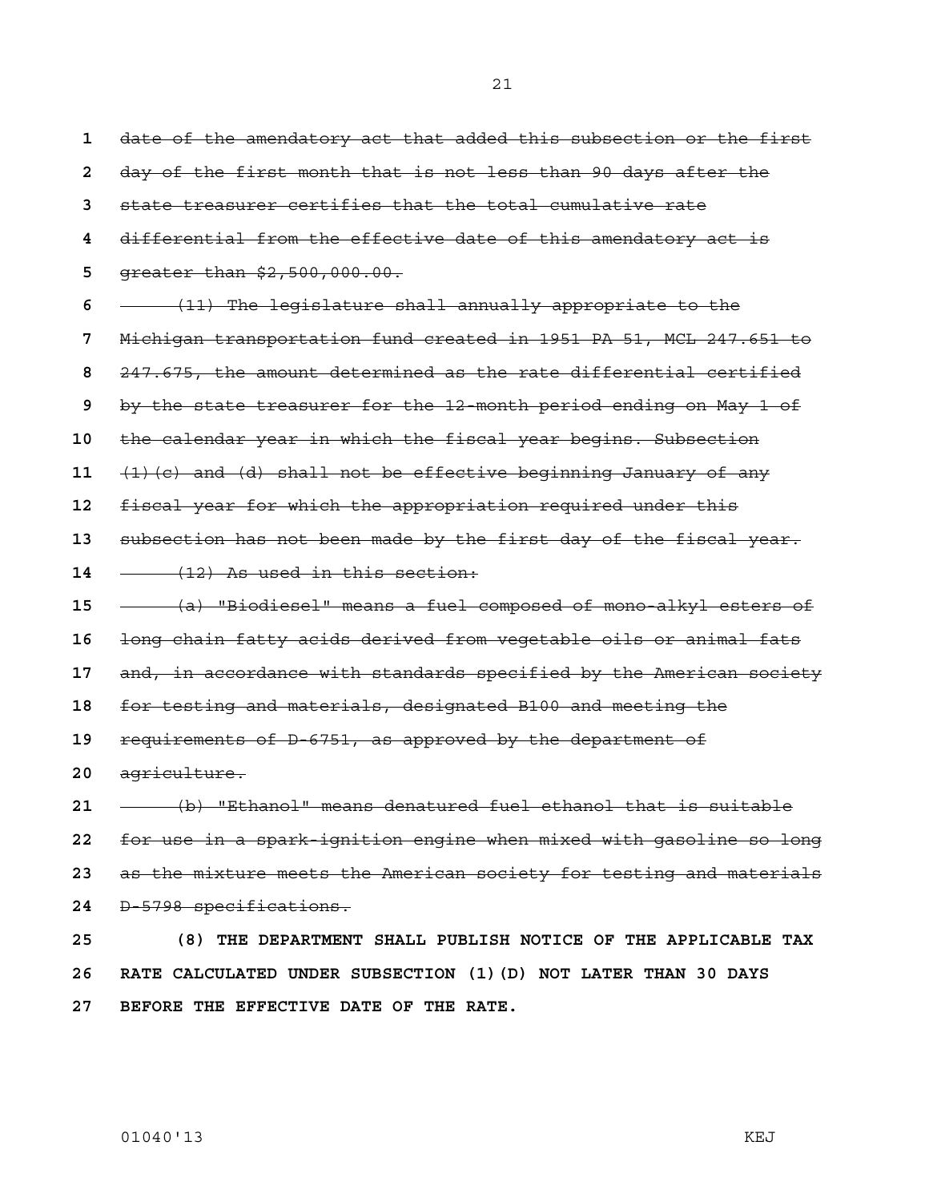~~date of the amendatory act that added this subsection or the first day of the first month that is not less than 90 days after the state treasurer certifies that the total cumulative rate differential from the effective date of this amendatory act is greater than $2,500,000.00.~~

~~(11) The legislature shall annually appropriate to the Michigan transportation fund created in 1951 PA 51, MCL 247.651 to 247.675, the amount determined as the rate differential certified by the state treasurer for the 12-month period ending on May 1 of the calendar year in which the fiscal year begins. Subsection (1)(c) and (d) shall not be effective beginning January of any fiscal year for which the appropriation required under this subsection has not been made by the first day of the fiscal year.~~

~~(12) As used in this section:~~

~~(a) "Biodiesel" means a fuel composed of mono-alkyl esters of long chain fatty acids derived from vegetable oils or animal fats and, in accordance with standards specified by the American society for testing and materials, designated B100 and meeting the requirements of D-6751, as approved by the department of agriculture.~~

~~(b) "Ethanol" means denatured fuel ethanol that is suitable for use in a spark-ignition engine when mixed with gasoline so long as the mixture meets the American society for testing and materials D-5798 specifications.~~

**(8) THE DEPARTMENT SHALL PUBLISH NOTICE OF THE APPLICABLE TAX RATE CALCULATED UNDER SUBSECTION (1)(D) NOT LATER THAN 30 DAYS BEFORE THE EFFECTIVE DATE OF THE RATE.**

01040'13 KEJ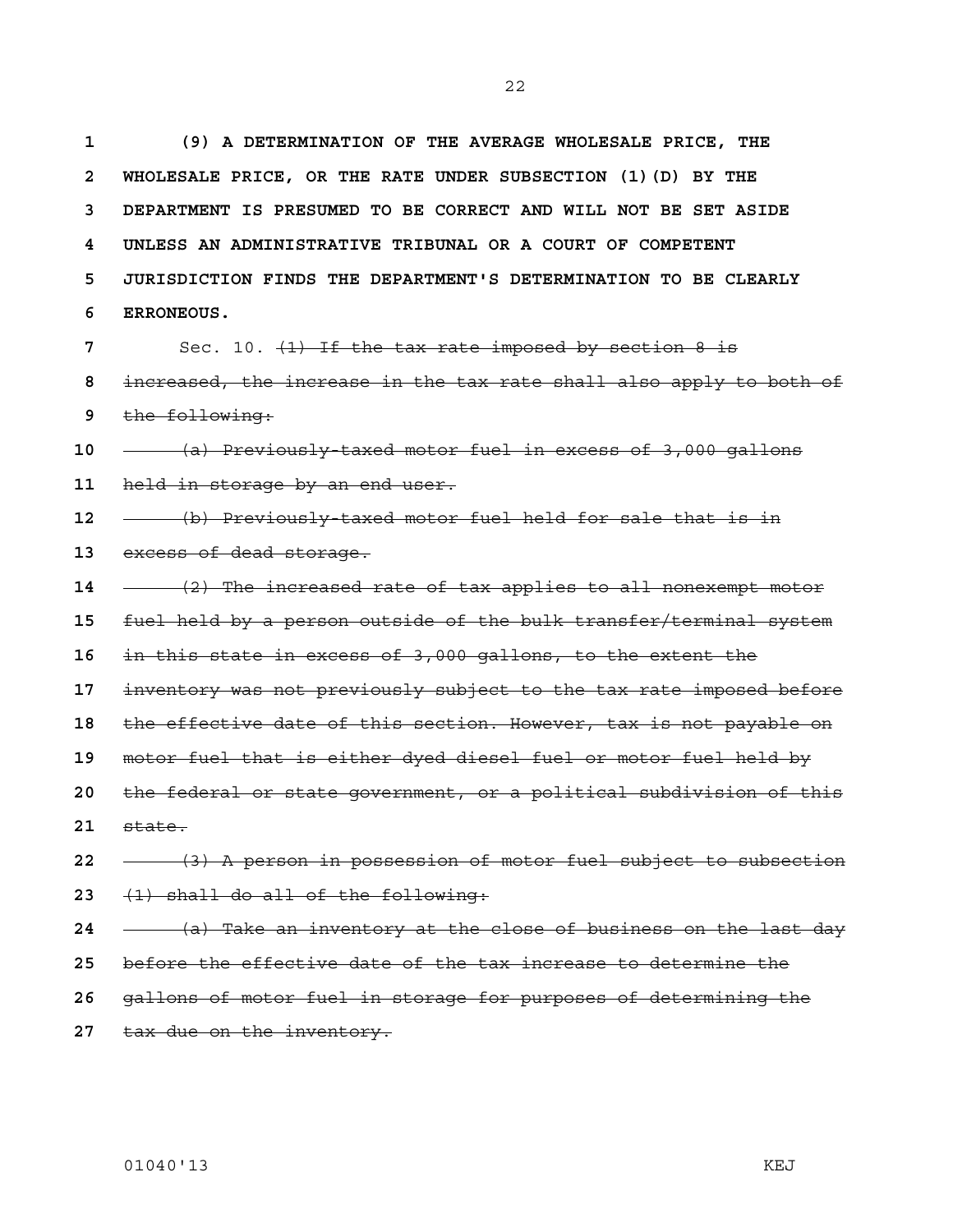**(9) A DETERMINATION OF THE AVERAGE WHOLESALE PRICE, THE WHOLESALE PRICE, OR THE RATE UNDER SUBSECTION (1)(D) BY THE DEPARTMENT IS PRESUMED TO BE CORRECT AND WILL NOT BE SET ASIDE UNLESS AN ADMINISTRATIVE TRIBUNAL OR A COURT OF COMPETENT JURISDICTION FINDS THE DEPARTMENT'S DETERMINATION TO BE CLEARLY ERRONEOUS.**

Sec. 10. ~~(1) If the tax rate imposed by section 8 is increased, the increase in the tax rate shall also apply to both of the following:~~

~~(a) Previously-taxed motor fuel in excess of 3,000 gallons held in storage by an end user.~~

~~(b) Previously-taxed motor fuel held for sale that is in excess of dead storage.~~

~~(2) The increased rate of tax applies to all nonexempt motor fuel held by a person outside of the bulk transfer/terminal system in this state in excess of 3,000 gallons, to the extent the inventory was not previously subject to the tax rate imposed before the effective date of this section. However, tax is not payable on motor fuel that is either dyed diesel fuel or motor fuel held by the federal or state government, or a political subdivision of this state.~~

~~(3) A person in possession of motor fuel subject to subsection (1) shall do all of the following:~~

~~(a) Take an inventory at the close of business on the last day before the effective date of the tax increase to determine the gallons of motor fuel in storage for purposes of determining the tax due on the inventory.~~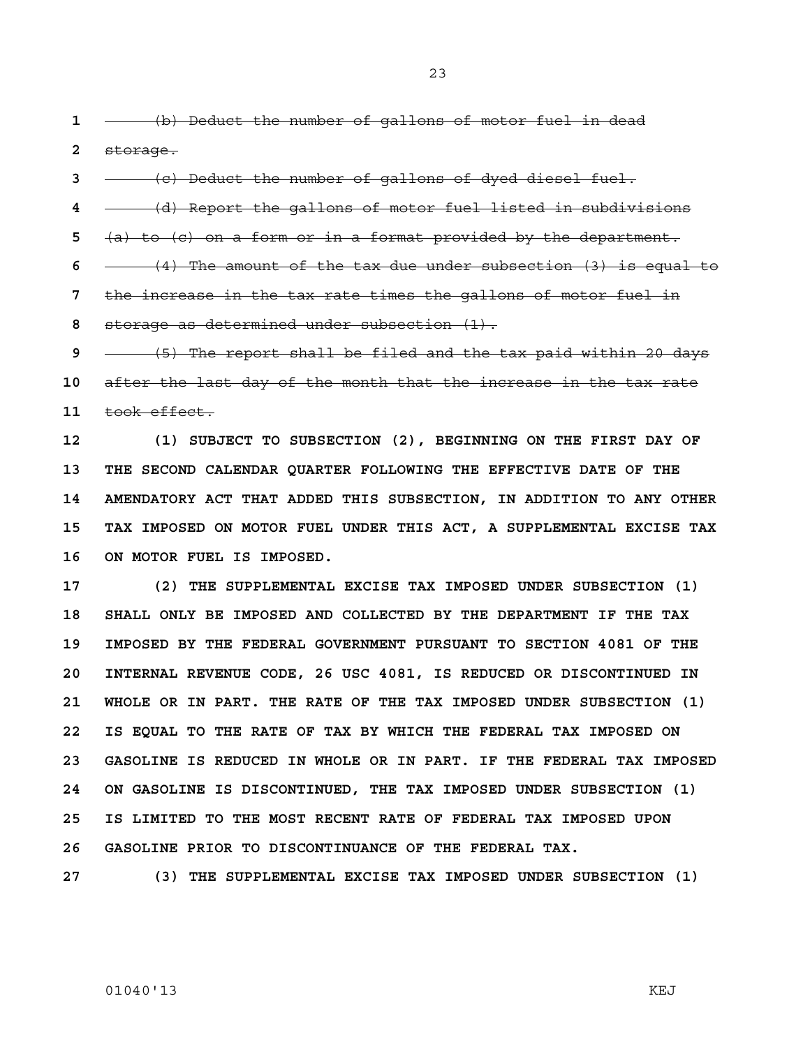~~(b) Deduct the number of gallons of motor fuel in dead storage.~~

~~(c) Deduct the number of gallons of dyed diesel fuel.~~

~~(d) Report the gallons of motor fuel listed in subdivisions (a) to (c) on a form or in a format provided by the department.~~

~~(4) The amount of the tax due under subsection (3) is equal to the increase in the tax rate times the gallons of motor fuel in storage as determined under subsection (1).~~

~~(5) The report shall be filed and the tax paid within 20 days after the last day of the month that the increase in the tax rate took effect.~~

**(1) SUBJECT TO SUBSECTION (2), BEGINNING ON THE FIRST DAY OF THE SECOND CALENDAR QUARTER FOLLOWING THE EFFECTIVE DATE OF THE AMENDATORY ACT THAT ADDED THIS SUBSECTION, IN ADDITION TO ANY OTHER TAX IMPOSED ON MOTOR FUEL UNDER THIS ACT, A SUPPLEMENTAL EXCISE TAX ON MOTOR FUEL IS IMPOSED.**

**(2) THE SUPPLEMENTAL EXCISE TAX IMPOSED UNDER SUBSECTION (1) SHALL ONLY BE IMPOSED AND COLLECTED BY THE DEPARTMENT IF THE TAX IMPOSED BY THE FEDERAL GOVERNMENT PURSUANT TO SECTION 4081 OF THE INTERNAL REVENUE CODE, 26 USC 4081, IS REDUCED OR DISCONTINUED IN WHOLE OR IN PART. THE RATE OF THE TAX IMPOSED UNDER SUBSECTION (1) IS EQUAL TO THE RATE OF TAX BY WHICH THE FEDERAL TAX IMPOSED ON GASOLINE IS REDUCED IN WHOLE OR IN PART. IF THE FEDERAL TAX IMPOSED ON GASOLINE IS DISCONTINUED, THE TAX IMPOSED UNDER SUBSECTION (1) IS LIMITED TO THE MOST RECENT RATE OF FEDERAL TAX IMPOSED UPON GASOLINE PRIOR TO DISCONTINUANCE OF THE FEDERAL TAX.**

**(3) THE SUPPLEMENTAL EXCISE TAX IMPOSED UNDER SUBSECTION (1)**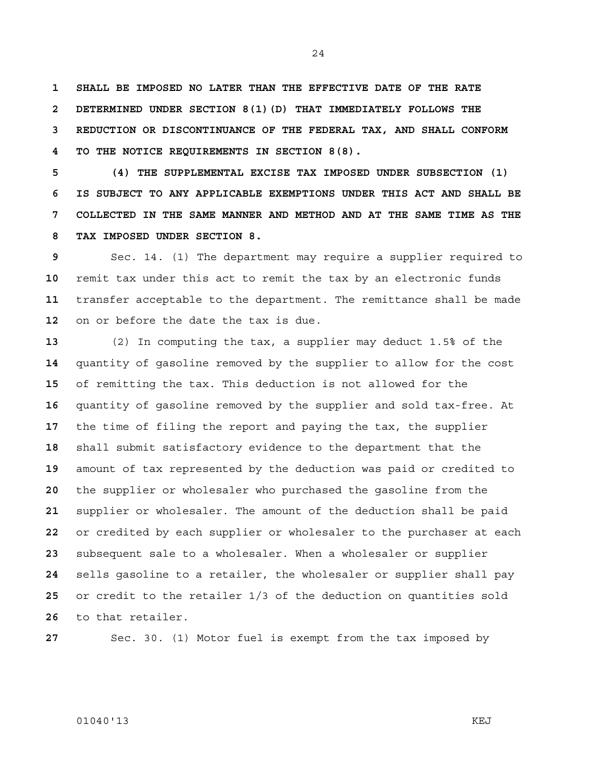**SHALL BE IMPOSED NO LATER THAN THE EFFECTIVE DATE OF THE RATE DETERMINED UNDER SECTION 8(1)(D) THAT IMMEDIATELY FOLLOWS THE REDUCTION OR DISCONTINUANCE OF THE FEDERAL TAX, AND SHALL CONFORM TO THE NOTICE REQUIREMENTS IN SECTION 8(8).**

**(4) THE SUPPLEMENTAL EXCISE TAX IMPOSED UNDER SUBSECTION (1) IS SUBJECT TO ANY APPLICABLE EXEMPTIONS UNDER THIS ACT AND SHALL BE COLLECTED IN THE SAME MANNER AND METHOD AND AT THE SAME TIME AS THE TAX IMPOSED UNDER SECTION 8.**

Sec. 14. (1) The department may require a supplier required to remit tax under this act to remit the tax by an electronic funds transfer acceptable to the department. The remittance shall be made on or before the date the tax is due.

(2) In computing the tax, a supplier may deduct 1.5% of the quantity of gasoline removed by the supplier to allow for the cost of remitting the tax. This deduction is not allowed for the quantity of gasoline removed by the supplier and sold tax-free. At the time of filing the report and paying the tax, the supplier shall submit satisfactory evidence to the department that the amount of tax represented by the deduction was paid or credited to the supplier or wholesaler who purchased the gasoline from the supplier or wholesaler. The amount of the deduction shall be paid or credited by each supplier or wholesaler to the purchaser at each subsequent sale to a wholesaler. When a wholesaler or supplier sells gasoline to a retailer, the wholesaler or supplier shall pay or credit to the retailer 1/3 of the deduction on quantities sold to that retailer.

Sec. 30. (1) Motor fuel is exempt from the tax imposed by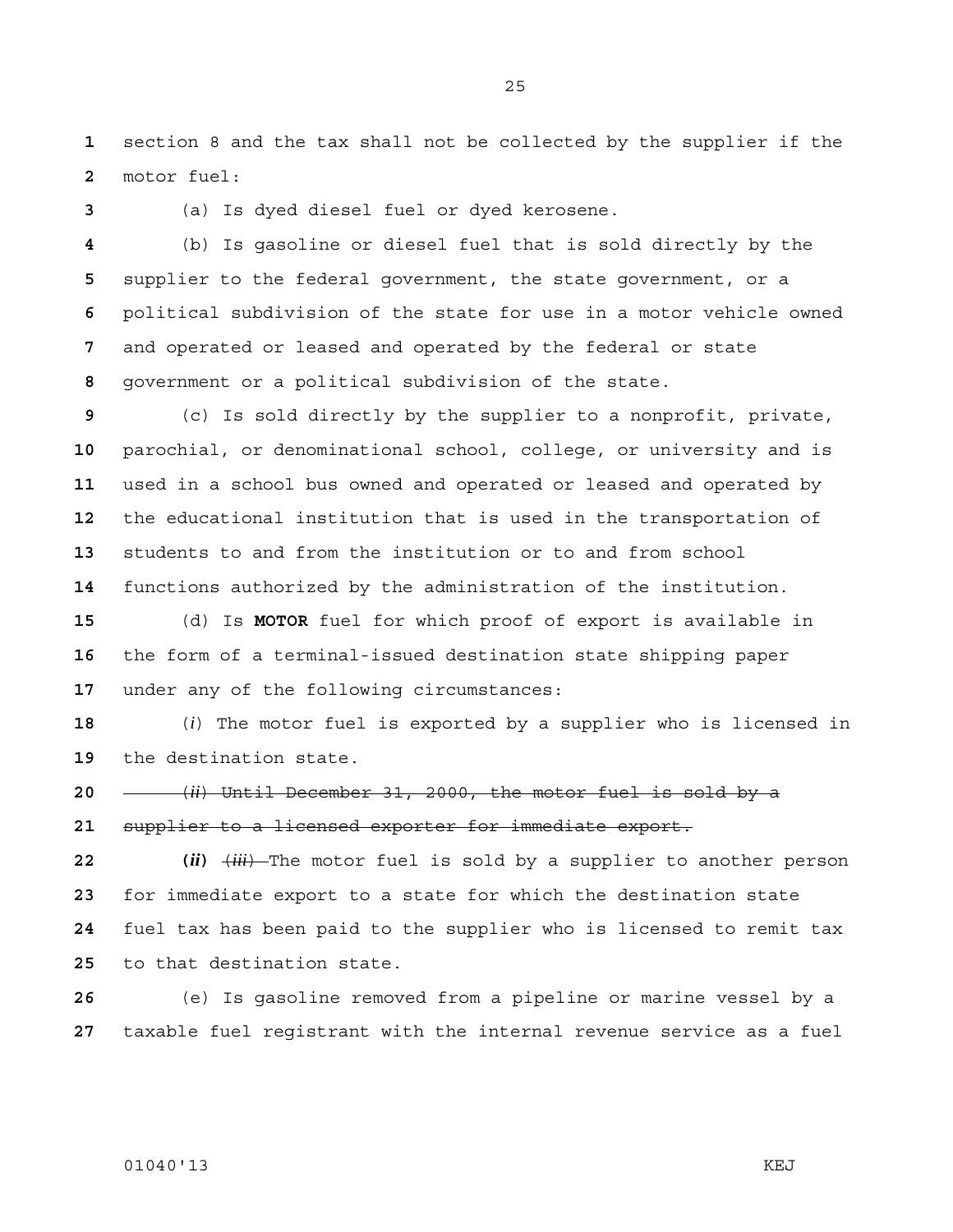section 8 and the tax shall not be collected by the supplier if the motor fuel:

(a) Is dyed diesel fuel or dyed kerosene.

(b) Is gasoline or diesel fuel that is sold directly by the supplier to the federal government, the state government, or a political subdivision of the state for use in a motor vehicle owned and operated or leased and operated by the federal or state government or a political subdivision of the state.

(c) Is sold directly by the supplier to a nonprofit, private, parochial, or denominational school, college, or university and is used in a school bus owned and operated or leased and operated by the educational institution that is used in the transportation of students to and from the institution or to and from school functions authorized by the administration of the institution.

(d) Is **MOTOR** fuel for which proof of export is available in the form of a terminal-issued destination state shipping paper under any of the following circumstances:

(*i*) The motor fuel is exported by a supplier who is licensed in the destination state.

~~(*ii*) Until December 31, 2000, the motor fuel is sold by a supplier to a licensed exporter for immediate export.~~

***(ii)*** ~~(*iii*)~~ The motor fuel is sold by a supplier to another person for immediate export to a state for which the destination state fuel tax has been paid to the supplier who is licensed to remit tax to that destination state.

(e) Is gasoline removed from a pipeline or marine vessel by a taxable fuel registrant with the internal revenue service as a fuel

01040'13 KEJ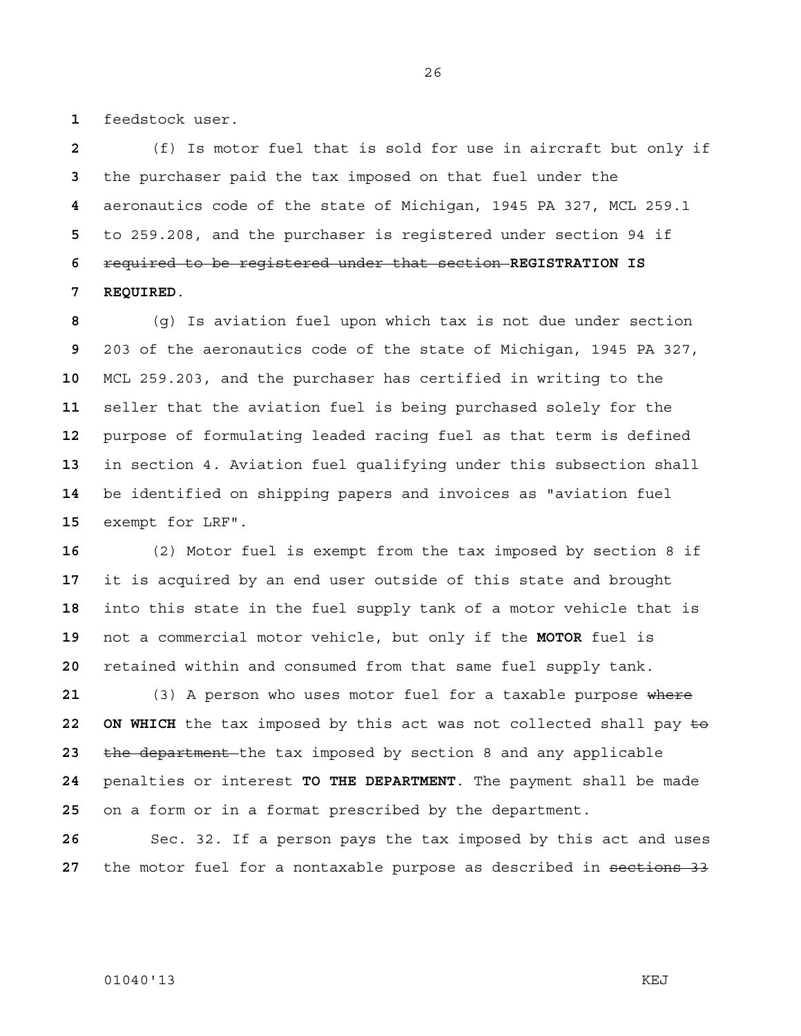feedstock user.

(f) Is motor fuel that is sold for use in aircraft but only if the purchaser paid the tax imposed on that fuel under the aeronautics code of the state of Michigan, 1945 PA 327, MCL 259.1 to 259.208, and the purchaser is registered under section 94 if ~~required to be registered under that section~~ **REGISTRATION IS REQUIRED**.

(g) Is aviation fuel upon which tax is not due under section 203 of the aeronautics code of the state of Michigan, 1945 PA 327, MCL 259.203, and the purchaser has certified in writing to the seller that the aviation fuel is being purchased solely for the purpose of formulating leaded racing fuel as that term is defined in section 4. Aviation fuel qualifying under this subsection shall be identified on shipping papers and invoices as "aviation fuel exempt for LRF".

(2) Motor fuel is exempt from the tax imposed by section 8 if it is acquired by an end user outside of this state and brought into this state in the fuel supply tank of a motor vehicle that is not a commercial motor vehicle, but only if the **MOTOR** fuel is retained within and consumed from that same fuel supply tank.

(3) A person who uses motor fuel for a taxable purpose ~~where~~ **ON WHICH** the tax imposed by this act was not collected shall pay ~~to the department~~ the tax imposed by section 8 and any applicable penalties or interest **TO THE DEPARTMENT**. The payment shall be made on a form or in a format prescribed by the department.

Sec. 32. If a person pays the tax imposed by this act and uses the motor fuel for a nontaxable purpose as described in ~~sections 33~~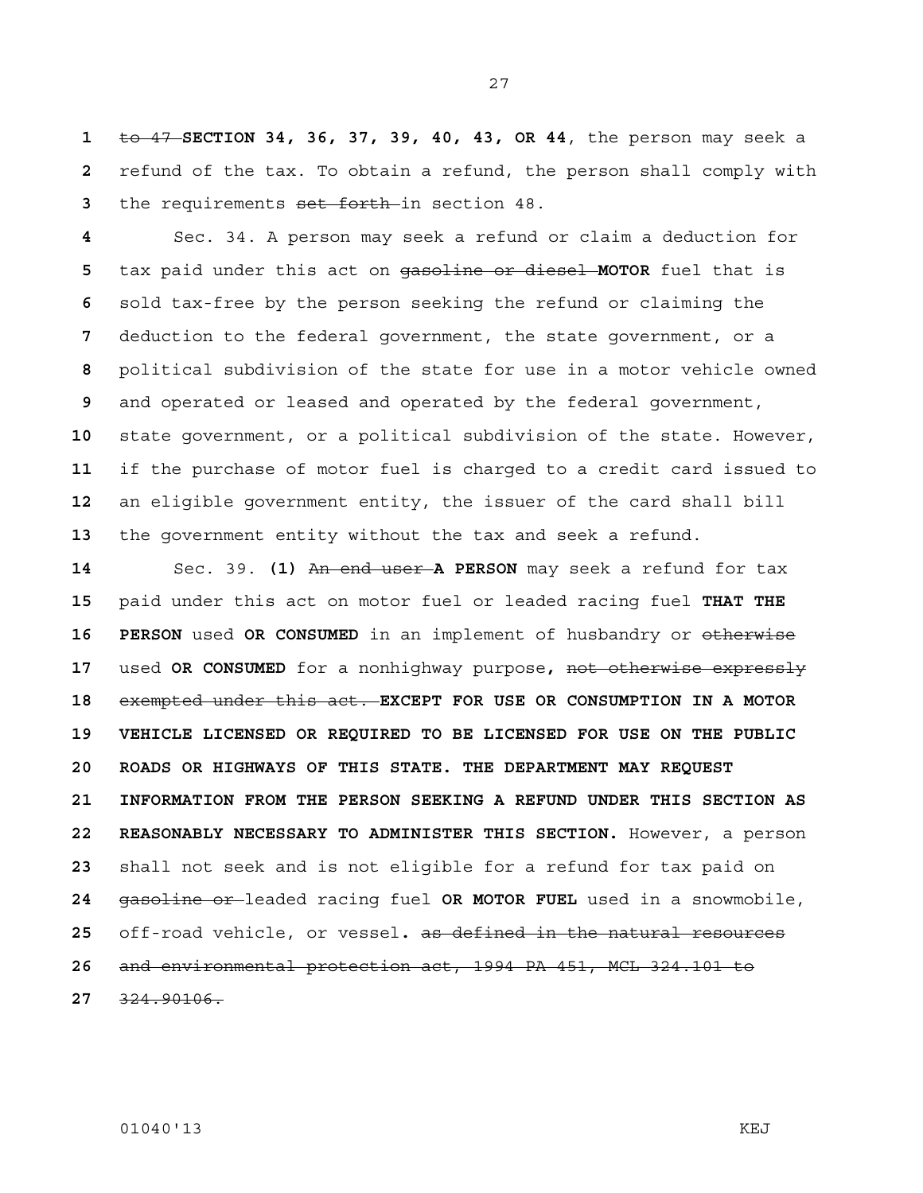~~to 47~~ **SECTION 34, 36, 37, 39, 40, 43, OR 44**, the person may seek a refund of the tax. To obtain a refund, the person shall comply with the requirements ~~set forth~~ in section 48.

Sec. 34. A person may seek a refund or claim a deduction for tax paid under this act on ~~gasoline or diesel~~ **MOTOR** fuel that is sold tax-free by the person seeking the refund or claiming the deduction to the federal government, the state government, or a political subdivision of the state for use in a motor vehicle owned and operated or leased and operated by the federal government, state government, or a political subdivision of the state. However, if the purchase of motor fuel is charged to a credit card issued to an eligible government entity, the issuer of the card shall bill the government entity without the tax and seek a refund.

Sec. 39. **(1)** ~~An end user~~ **A PERSON** may seek a refund for tax paid under this act on motor fuel or leaded racing fuel **THAT THE PERSON** used **OR CONSUMED** in an implement of husbandry or ~~otherwise~~ used **OR CONSUMED** for a nonhighway purpose**,** ~~not otherwise expressly exempted under this act.~~ **EXCEPT FOR USE OR CONSUMPTION IN A MOTOR VEHICLE LICENSED OR REQUIRED TO BE LICENSED FOR USE ON THE PUBLIC ROADS OR HIGHWAYS OF THIS STATE. THE DEPARTMENT MAY REQUEST INFORMATION FROM THE PERSON SEEKING A REFUND UNDER THIS SECTION AS REASONABLY NECESSARY TO ADMINISTER THIS SECTION.** However, a person shall not seek and is not eligible for a refund for tax paid on ~~gasoline or~~ leaded racing fuel **OR MOTOR FUEL** used in a snowmobile, off-road vehicle, or vessel**.** ~~as defined in the natural resources and environmental protection act, 1994 PA 451, MCL 324.101 to 324.90106.~~

01040'13 KEJ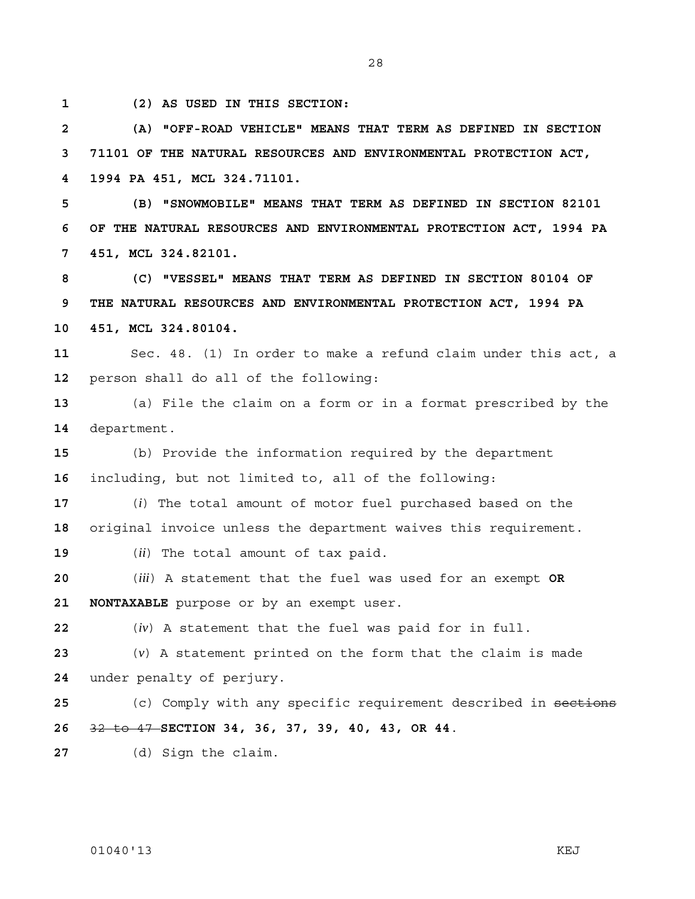**(2) AS USED IN THIS SECTION:**

**(A) "OFF-ROAD VEHICLE" MEANS THAT TERM AS DEFINED IN SECTION 71101 OF THE NATURAL RESOURCES AND ENVIRONMENTAL PROTECTION ACT, 1994 PA 451, MCL 324.71101.**

**(B) "SNOWMOBILE" MEANS THAT TERM AS DEFINED IN SECTION 82101 OF THE NATURAL RESOURCES AND ENVIRONMENTAL PROTECTION ACT, 1994 PA 451, MCL 324.82101.**

**(C) "VESSEL" MEANS THAT TERM AS DEFINED IN SECTION 80104 OF THE NATURAL RESOURCES AND ENVIRONMENTAL PROTECTION ACT, 1994 PA 451, MCL 324.80104.**

Sec. 48. (1) In order to make a refund claim under this act, a person shall do all of the following:

(a) File the claim on a form or in a format prescribed by the department.

(b) Provide the information required by the department including, but not limited to, all of the following:

(*i*) The total amount of motor fuel purchased based on the original invoice unless the department waives this requirement.

(*ii*) The total amount of tax paid.

(*iii*) A statement that the fuel was used for an exempt **OR NONTAXABLE** purpose or by an exempt user.

(*iv*) A statement that the fuel was paid for in full.

(*v*) A statement printed on the form that the claim is made under penalty of perjury.

(c) Comply with any specific requirement described in ~~sections 32 to 47~~ **SECTION 34, 36, 37, 39, 40, 43, OR 44**.

(d) Sign the claim.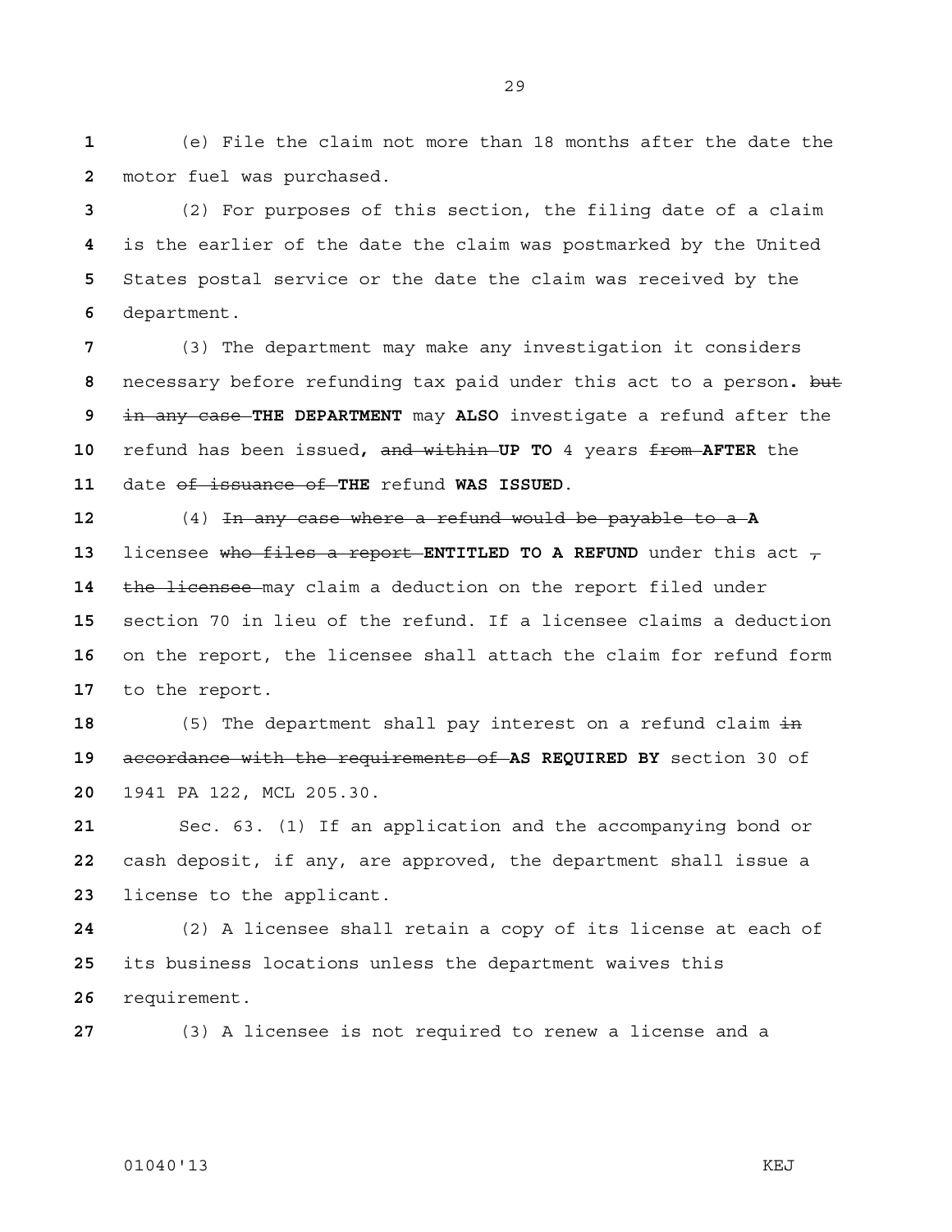(e) File the claim not more than 18 months after the date the motor fuel was purchased.

(2) For purposes of this section, the filing date of a claim is the earlier of the date the claim was postmarked by the United States postal service or the date the claim was received by the department.

(3) The department may make any investigation it considers necessary before refunding tax paid under this act to a person**.** ~~but in any case~~ **THE DEPARTMENT** may **ALSO** investigate a refund after the refund has been issued**,** ~~and within~~ **UP TO** 4 years ~~from~~ **AFTER** the date ~~of issuance of~~ **THE** refund **WAS ISSUED**.

(4) ~~In any case where a refund would be payable to a~~ **A** licensee ~~who files a report~~ **ENTITLED TO A REFUND** under this act ~~,~~ ~~the licensee~~ may claim a deduction on the report filed under section 70 in lieu of the refund. If a licensee claims a deduction on the report, the licensee shall attach the claim for refund form to the report.

(5) The department shall pay interest on a refund claim ~~in accordance with the requirements of~~ **AS REQUIRED BY** section 30 of 1941 PA 122, MCL 205.30.

Sec. 63. (1) If an application and the accompanying bond or cash deposit, if any, are approved, the department shall issue a license to the applicant.

(2) A licensee shall retain a copy of its license at each of its business locations unless the department waives this requirement.

(3) A licensee is not required to renew a license and a

01040'13 KEJ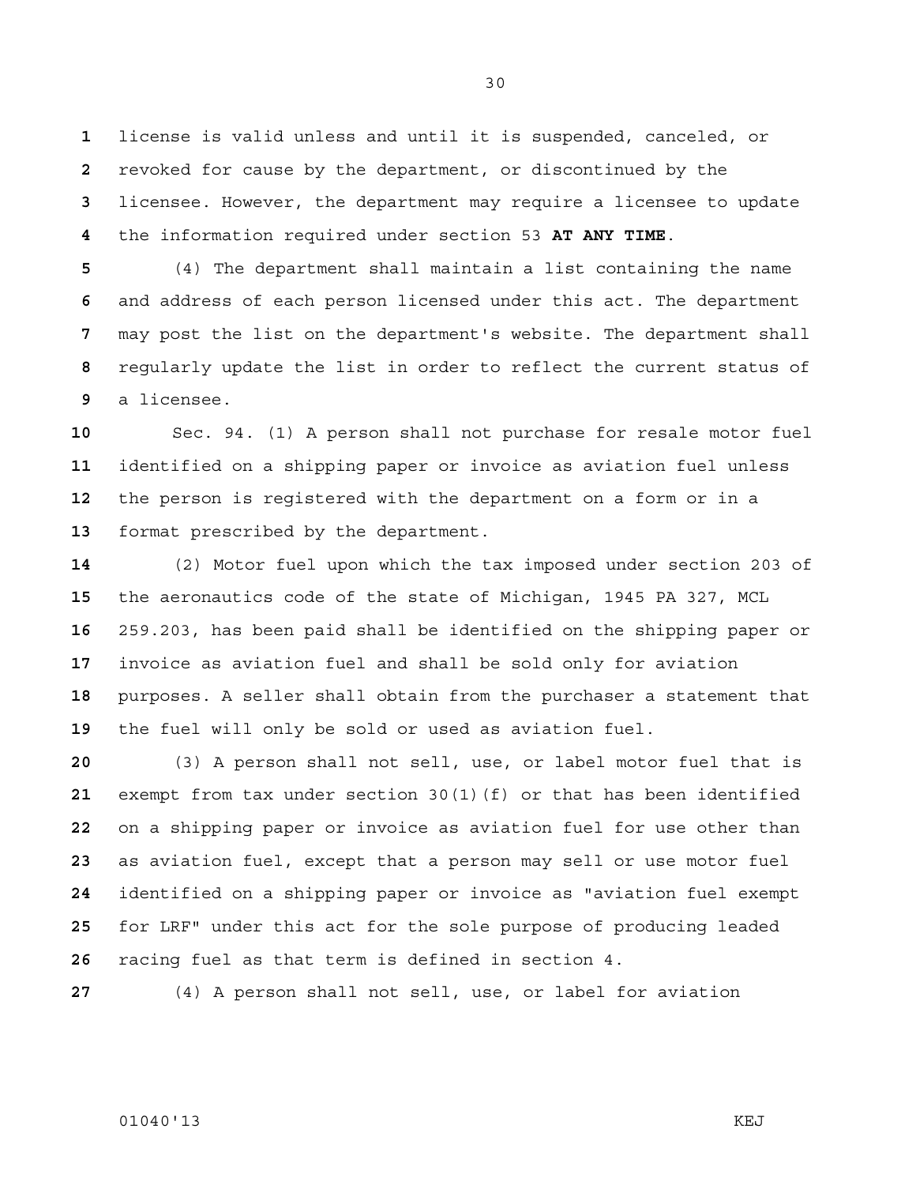license is valid unless and until it is suspended, canceled, or revoked for cause by the department, or discontinued by the licensee. However, the department may require a licensee to update the information required under section 53 **AT ANY TIME**.

(4) The department shall maintain a list containing the name and address of each person licensed under this act. The department may post the list on the department's website. The department shall regularly update the list in order to reflect the current status of a licensee.

Sec. 94. (1) A person shall not purchase for resale motor fuel identified on a shipping paper or invoice as aviation fuel unless the person is registered with the department on a form or in a format prescribed by the department.

(2) Motor fuel upon which the tax imposed under section 203 of the aeronautics code of the state of Michigan, 1945 PA 327, MCL 259.203, has been paid shall be identified on the shipping paper or invoice as aviation fuel and shall be sold only for aviation purposes. A seller shall obtain from the purchaser a statement that the fuel will only be sold or used as aviation fuel.

(3) A person shall not sell, use, or label motor fuel that is exempt from tax under section 30(1)(f) or that has been identified on a shipping paper or invoice as aviation fuel for use other than as aviation fuel, except that a person may sell or use motor fuel identified on a shipping paper or invoice as "aviation fuel exempt for LRF" under this act for the sole purpose of producing leaded racing fuel as that term is defined in section 4.

(4) A person shall not sell, use, or label for aviation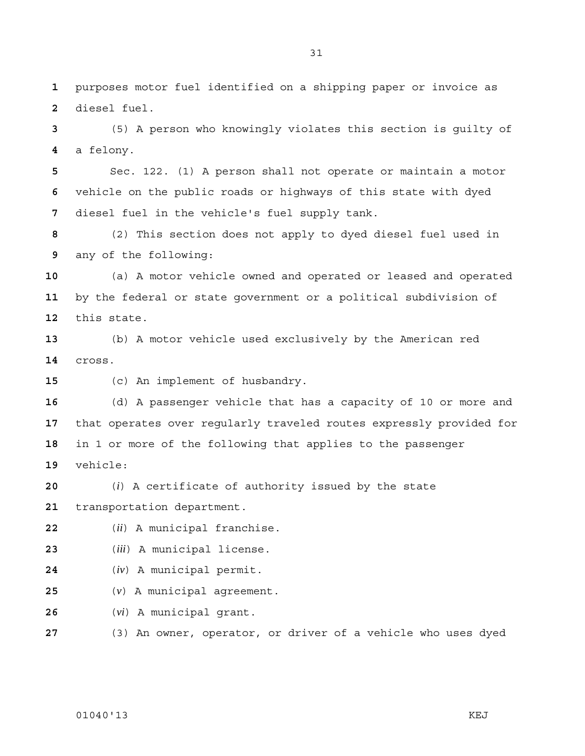purposes motor fuel identified on a shipping paper or invoice as diesel fuel.

(5) A person who knowingly violates this section is guilty of a felony.

Sec. 122. (1) A person shall not operate or maintain a motor vehicle on the public roads or highways of this state with dyed diesel fuel in the vehicle's fuel supply tank.

(2) This section does not apply to dyed diesel fuel used in any of the following:

(a) A motor vehicle owned and operated or leased and operated by the federal or state government or a political subdivision of this state.

(b) A motor vehicle used exclusively by the American red cross.

(c) An implement of husbandry.

(d) A passenger vehicle that has a capacity of 10 or more and that operates over regularly traveled routes expressly provided for in 1 or more of the following that applies to the passenger vehicle:

(*i*) A certificate of authority issued by the state transportation department.

(*ii*) A municipal franchise.

(*iii*) A municipal license.

(*iv*) A municipal permit.

(*v*) A municipal agreement.

(*vi*) A municipal grant.

(3) An owner, operator, or driver of a vehicle who uses dyed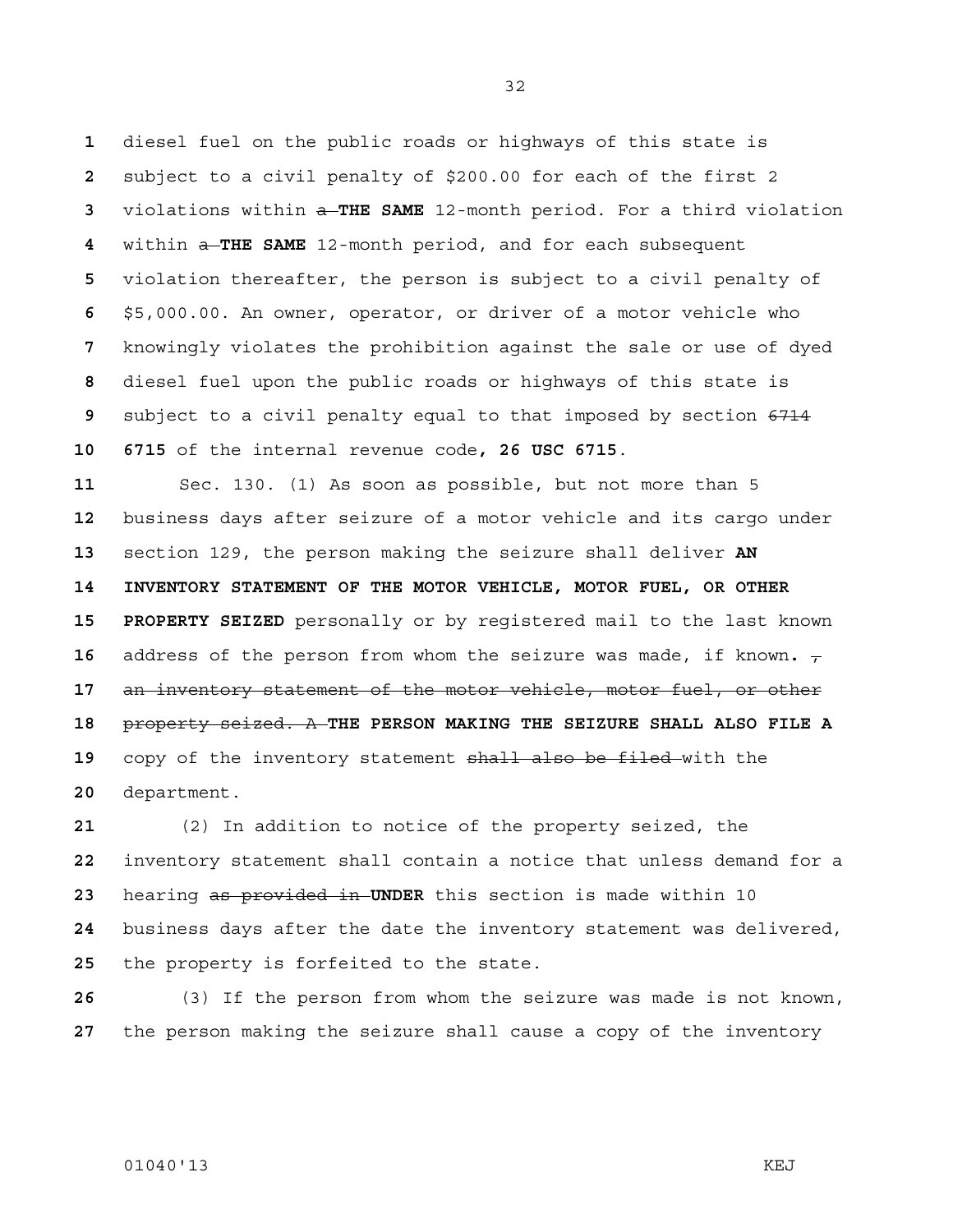diesel fuel on the public roads or highways of this state is subject to a civil penalty of $200.00 for each of the first 2 violations within ~~a~~ **THE SAME** 12-month period. For a third violation within ~~a~~ **THE SAME** 12-month period, and for each subsequent violation thereafter, the person is subject to a civil penalty of $5,000.00. An owner, operator, or driver of a motor vehicle who knowingly violates the prohibition against the sale or use of dyed diesel fuel upon the public roads or highways of this state is subject to a civil penalty equal to that imposed by section ~~6714~~ **6715** of the internal revenue code**, 26 USC 6715**.

Sec. 130. (1) As soon as possible, but not more than 5 business days after seizure of a motor vehicle and its cargo under section 129, the person making the seizure shall deliver **AN INVENTORY STATEMENT OF THE MOTOR VEHICLE, MOTOR FUEL, OR OTHER PROPERTY SEIZED** personally or by registered mail to the last known address of the person from whom the seizure was made, if known**.** ~~, an inventory statement of the motor vehicle, motor fuel, or other property seized. A~~ **THE PERSON MAKING THE SEIZURE SHALL ALSO FILE A** copy of the inventory statement ~~shall also be filed~~ with the department.

(2) In addition to notice of the property seized, the inventory statement shall contain a notice that unless demand for a hearing ~~as provided in~~ **UNDER** this section is made within 10 business days after the date the inventory statement was delivered, the property is forfeited to the state.

(3) If the person from whom the seizure was made is not known, the person making the seizure shall cause a copy of the inventory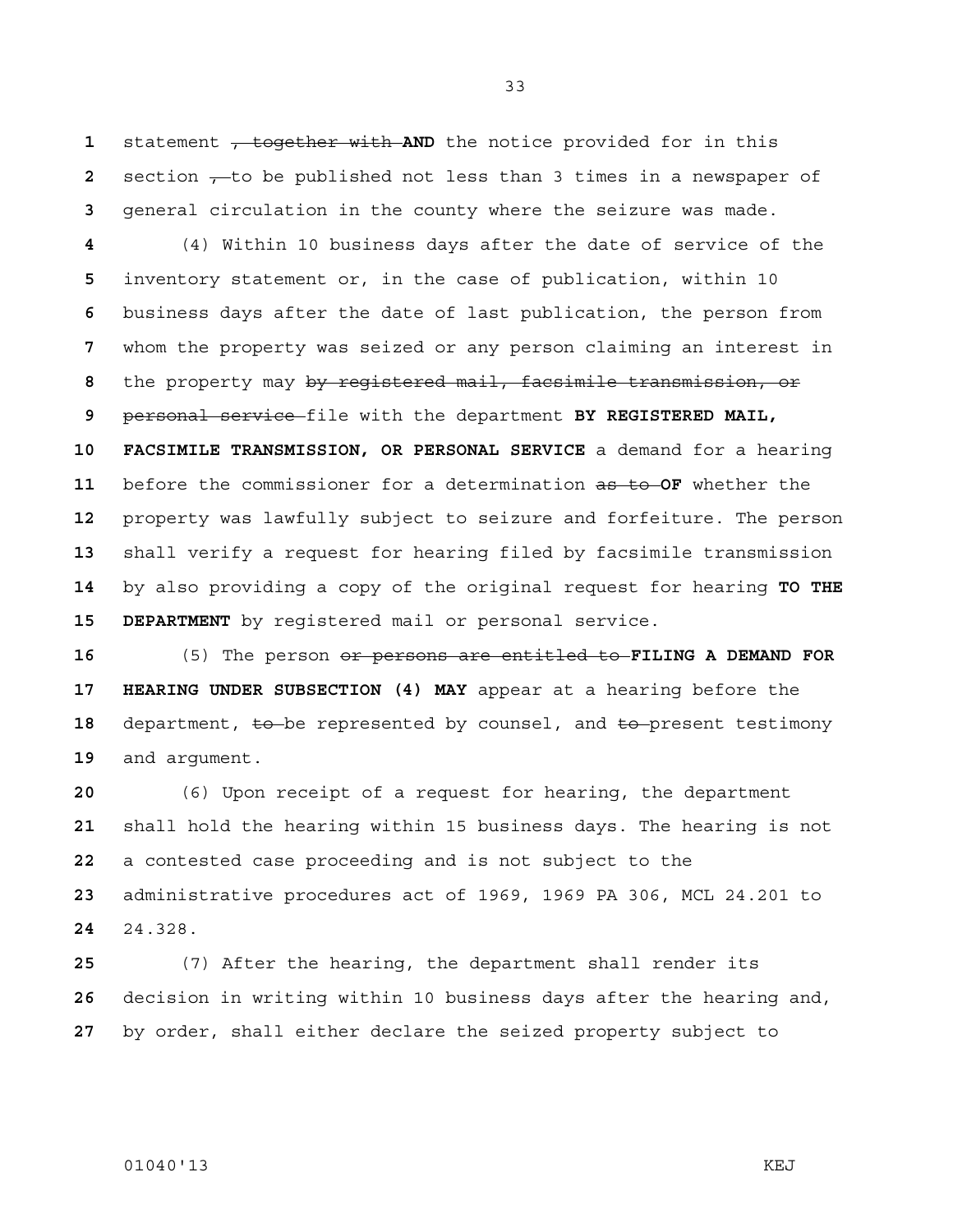statement ~~, together with~~ **AND** the notice provided for in this section ~~,~~ to be published not less than 3 times in a newspaper of general circulation in the county where the seizure was made.

(4) Within 10 business days after the date of service of the inventory statement or, in the case of publication, within 10 business days after the date of last publication, the person from whom the property was seized or any person claiming an interest in the property may ~~by registered mail, facsimile transmission, or personal service~~ file with the department **BY REGISTERED MAIL, FACSIMILE TRANSMISSION, OR PERSONAL SERVICE** a demand for a hearing before the commissioner for a determination ~~as to~~ **OF** whether the property was lawfully subject to seizure and forfeiture. The person shall verify a request for hearing filed by facsimile transmission by also providing a copy of the original request for hearing **TO THE DEPARTMENT** by registered mail or personal service.

(5) The person ~~or persons are entitled to~~ **FILING A DEMAND FOR HEARING UNDER SUBSECTION (4) MAY** appear at a hearing before the department, ~~to~~ be represented by counsel, and ~~to~~ present testimony and argument.

(6) Upon receipt of a request for hearing, the department shall hold the hearing within 15 business days. The hearing is not a contested case proceeding and is not subject to the administrative procedures act of 1969, 1969 PA 306, MCL 24.201 to 24.328.

(7) After the hearing, the department shall render its decision in writing within 10 business days after the hearing and, by order, shall either declare the seized property subject to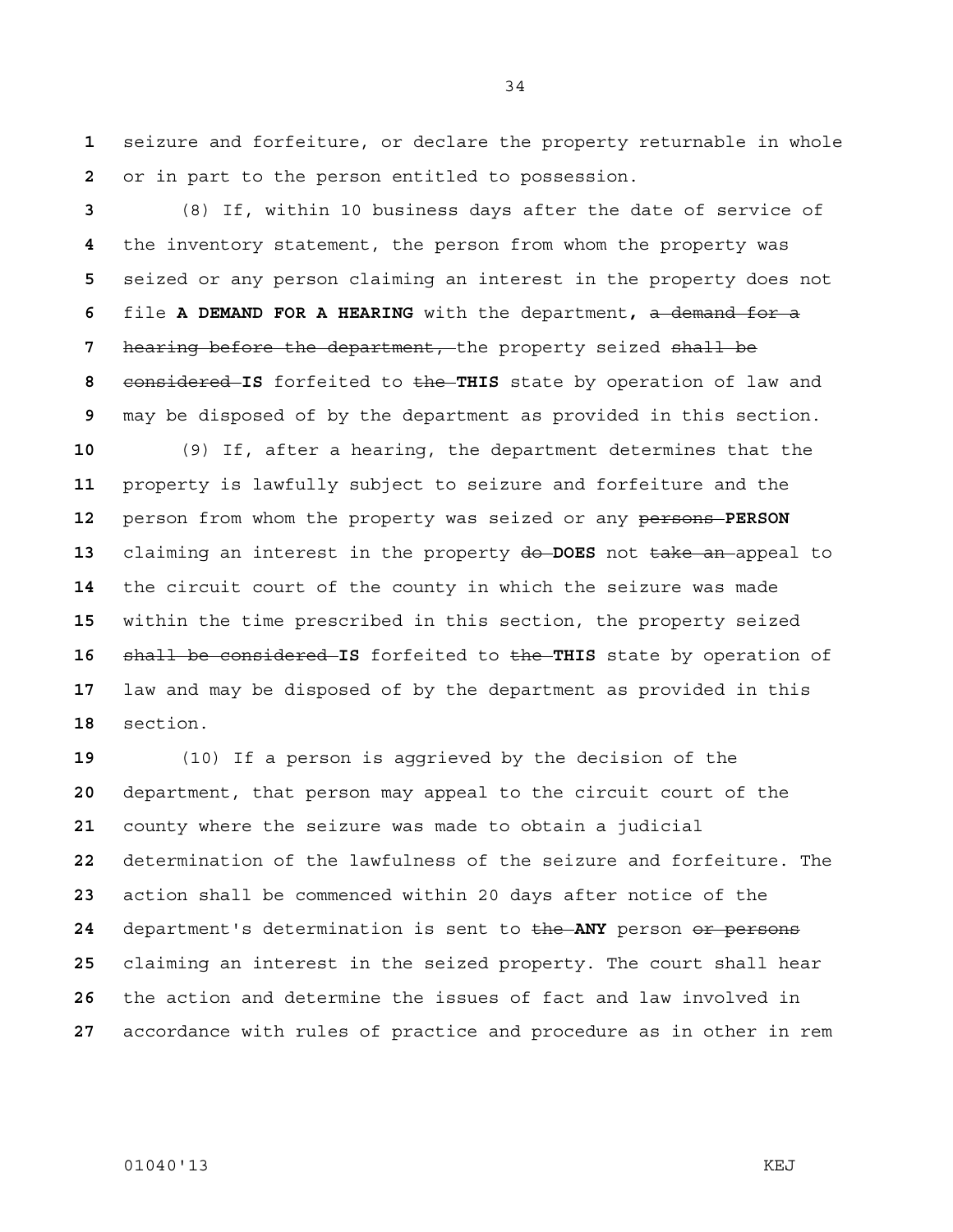seizure and forfeiture, or declare the property returnable in whole or in part to the person entitled to possession.

(8) If, within 10 business days after the date of service of the inventory statement, the person from whom the property was seized or any person claiming an interest in the property does not file **A DEMAND FOR A HEARING** with the department**,** ~~a demand for a hearing before the department,~~ the property seized ~~shall be considered~~ **IS** forfeited to ~~the~~ **THIS** state by operation of law and may be disposed of by the department as provided in this section.

(9) If, after a hearing, the department determines that the property is lawfully subject to seizure and forfeiture and the person from whom the property was seized or any ~~persons~~ **PERSON** claiming an interest in the property ~~do~~ **DOES** not ~~take an~~ appeal to the circuit court of the county in which the seizure was made within the time prescribed in this section, the property seized ~~shall be considered~~ **IS** forfeited to ~~the~~ **THIS** state by operation of law and may be disposed of by the department as provided in this section.

(10) If a person is aggrieved by the decision of the department, that person may appeal to the circuit court of the county where the seizure was made to obtain a judicial determination of the lawfulness of the seizure and forfeiture. The action shall be commenced within 20 days after notice of the department's determination is sent to ~~the~~ **ANY** person ~~or persons~~ claiming an interest in the seized property. The court shall hear the action and determine the issues of fact and law involved in accordance with rules of practice and procedure as in other in rem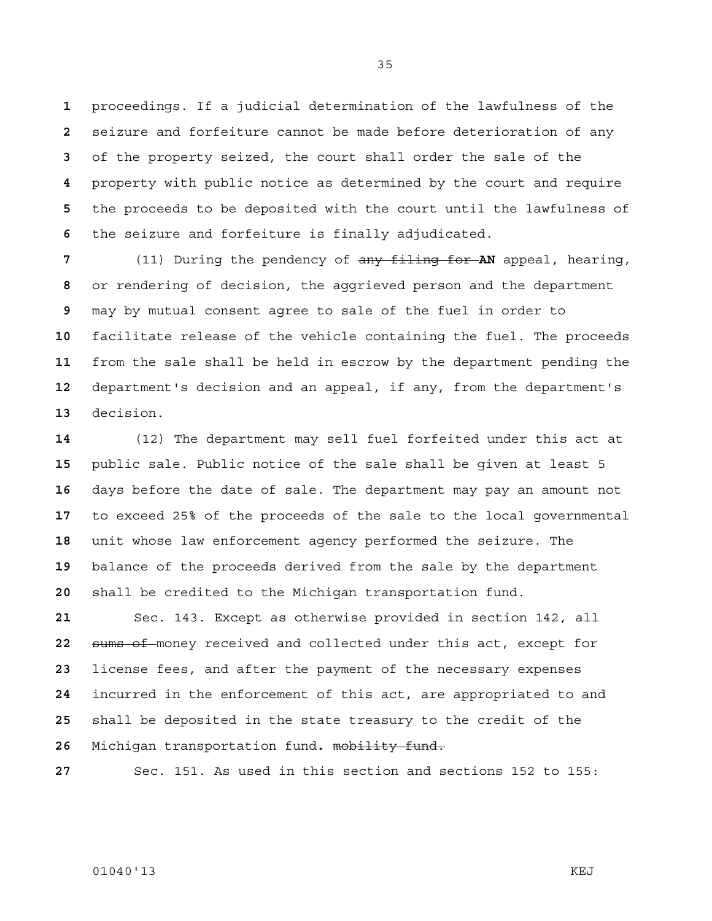proceedings. If a judicial determination of the lawfulness of the seizure and forfeiture cannot be made before deterioration of any of the property seized, the court shall order the sale of the property with public notice as determined by the court and require the proceeds to be deposited with the court until the lawfulness of the seizure and forfeiture is finally adjudicated.

(11) During the pendency of ~~any filing for~~ **AN** appeal, hearing, or rendering of decision, the aggrieved person and the department may by mutual consent agree to sale of the fuel in order to facilitate release of the vehicle containing the fuel. The proceeds from the sale shall be held in escrow by the department pending the department's decision and an appeal, if any, from the department's decision.

(12) The department may sell fuel forfeited under this act at public sale. Public notice of the sale shall be given at least 5 days before the date of sale. The department may pay an amount not to exceed 25% of the proceeds of the sale to the local governmental unit whose law enforcement agency performed the seizure. The balance of the proceeds derived from the sale by the department shall be credited to the Michigan transportation fund.

Sec. 143. Except as otherwise provided in section 142, all ~~sums of~~ money received and collected under this act, except for license fees, and after the payment of the necessary expenses incurred in the enforcement of this act, are appropriated to and shall be deposited in the state treasury to the credit of the Michigan transportation fund**.** ~~mobility fund.~~

Sec. 151. As used in this section and sections 152 to 155: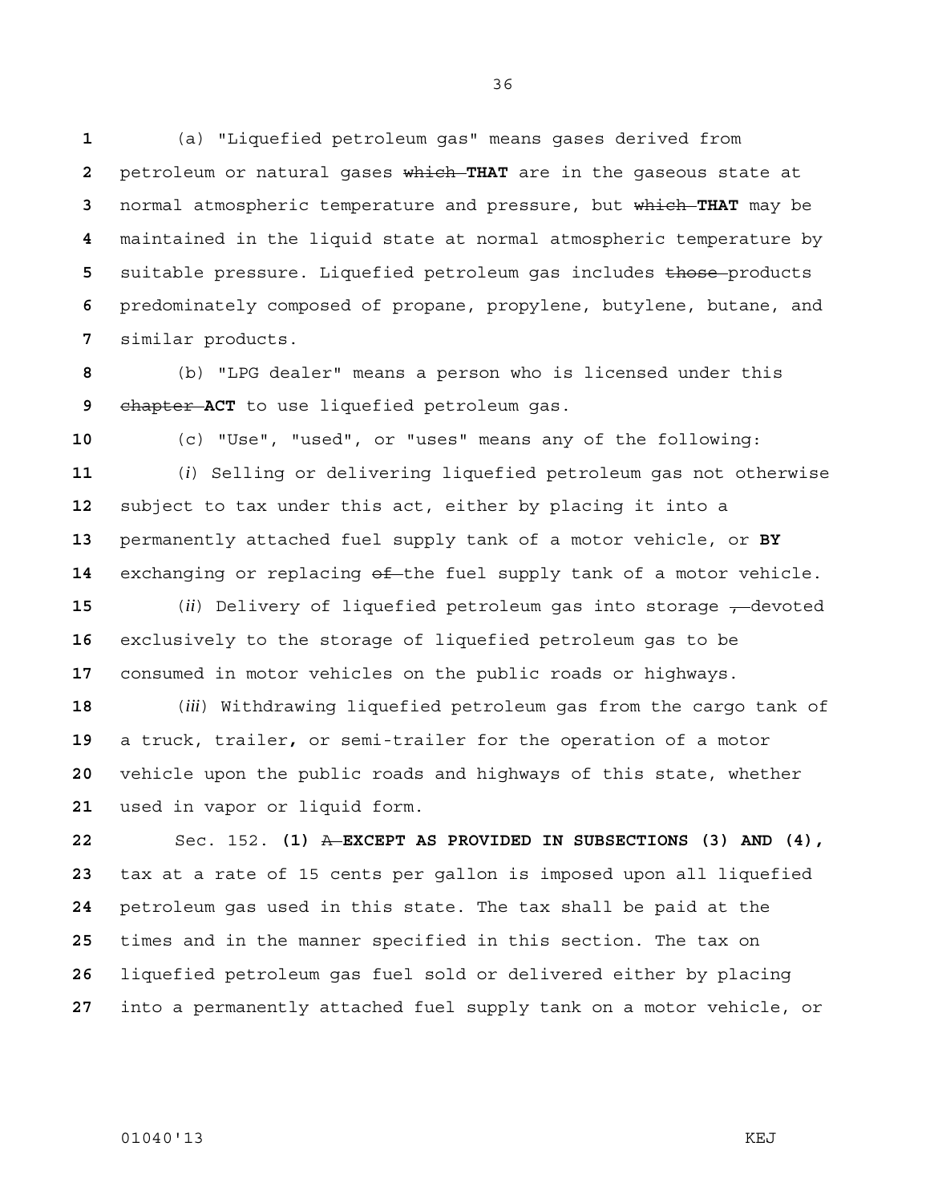(a) "Liquefied petroleum gas" means gases derived from petroleum or natural gases ~~which~~ **THAT** are in the gaseous state at normal atmospheric temperature and pressure, but ~~which~~ **THAT** may be maintained in the liquid state at normal atmospheric temperature by suitable pressure. Liquefied petroleum gas includes ~~those~~ products predominately composed of propane, propylene, butylene, butane, and similar products.

(b) "LPG dealer" means a person who is licensed under this ~~chapter~~ **ACT** to use liquefied petroleum gas.

(c) "Use", "used", or "uses" means any of the following:

(*i*) Selling or delivering liquefied petroleum gas not otherwise subject to tax under this act, either by placing it into a permanently attached fuel supply tank of a motor vehicle, or **BY** exchanging or replacing ~~of~~ the fuel supply tank of a motor vehicle.

(*ii*) Delivery of liquefied petroleum gas into storage ~~,~~ devoted exclusively to the storage of liquefied petroleum gas to be consumed in motor vehicles on the public roads or highways.

(*iii*) Withdrawing liquefied petroleum gas from the cargo tank of a truck, trailer**,** or semi-trailer for the operation of a motor vehicle upon the public roads and highways of this state, whether used in vapor or liquid form.

Sec. 152. **(1)** ~~A~~ **EXCEPT AS PROVIDED IN SUBSECTIONS (3) AND (4),** tax at a rate of 15 cents per gallon is imposed upon all liquefied petroleum gas used in this state. The tax shall be paid at the times and in the manner specified in this section. The tax on liquefied petroleum gas fuel sold or delivered either by placing into a permanently attached fuel supply tank on a motor vehicle, or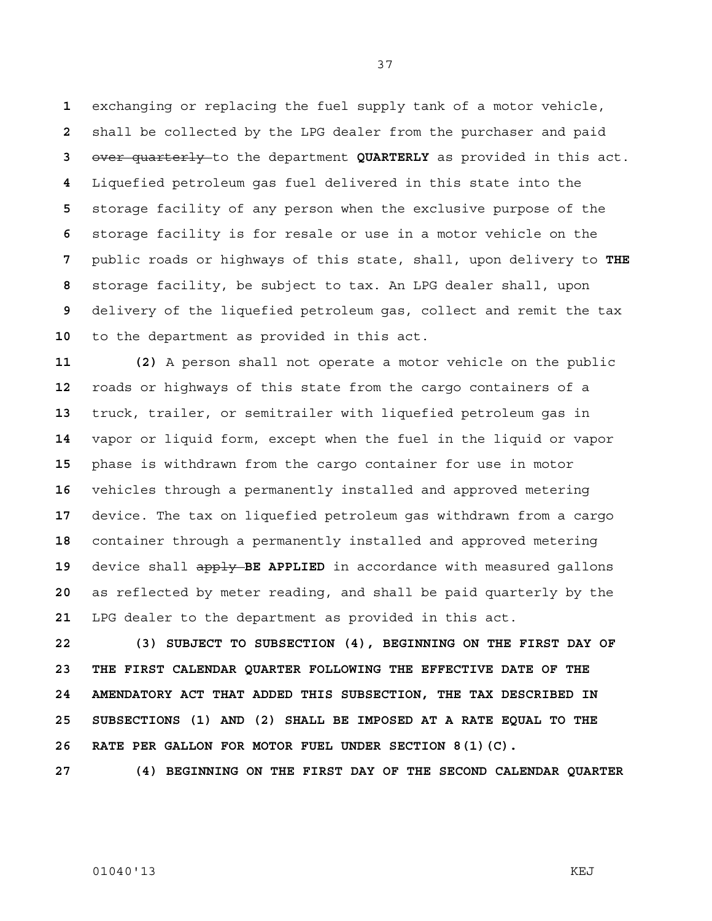exchanging or replacing the fuel supply tank of a motor vehicle, shall be collected by the LPG dealer from the purchaser and paid ~~over quarterly~~ to the department **QUARTERLY** as provided in this act. Liquefied petroleum gas fuel delivered in this state into the storage facility of any person when the exclusive purpose of the storage facility is for resale or use in a motor vehicle on the public roads or highways of this state, shall, upon delivery to **THE** storage facility, be subject to tax. An LPG dealer shall, upon delivery of the liquefied petroleum gas, collect and remit the tax to the department as provided in this act.

**(2)** A person shall not operate a motor vehicle on the public roads or highways of this state from the cargo containers of a truck, trailer, or semitrailer with liquefied petroleum gas in vapor or liquid form, except when the fuel in the liquid or vapor phase is withdrawn from the cargo container for use in motor vehicles through a permanently installed and approved metering device. The tax on liquefied petroleum gas withdrawn from a cargo container through a permanently installed and approved metering device shall ~~apply~~ **BE APPLIED** in accordance with measured gallons as reflected by meter reading, and shall be paid quarterly by the LPG dealer to the department as provided in this act.

**(3) SUBJECT TO SUBSECTION (4), BEGINNING ON THE FIRST DAY OF THE FIRST CALENDAR QUARTER FOLLOWING THE EFFECTIVE DATE OF THE AMENDATORY ACT THAT ADDED THIS SUBSECTION, THE TAX DESCRIBED IN SUBSECTIONS (1) AND (2) SHALL BE IMPOSED AT A RATE EQUAL TO THE RATE PER GALLON FOR MOTOR FUEL UNDER SECTION 8(1)(C).**

**(4) BEGINNING ON THE FIRST DAY OF THE SECOND CALENDAR QUARTER**

01040'13 KEJ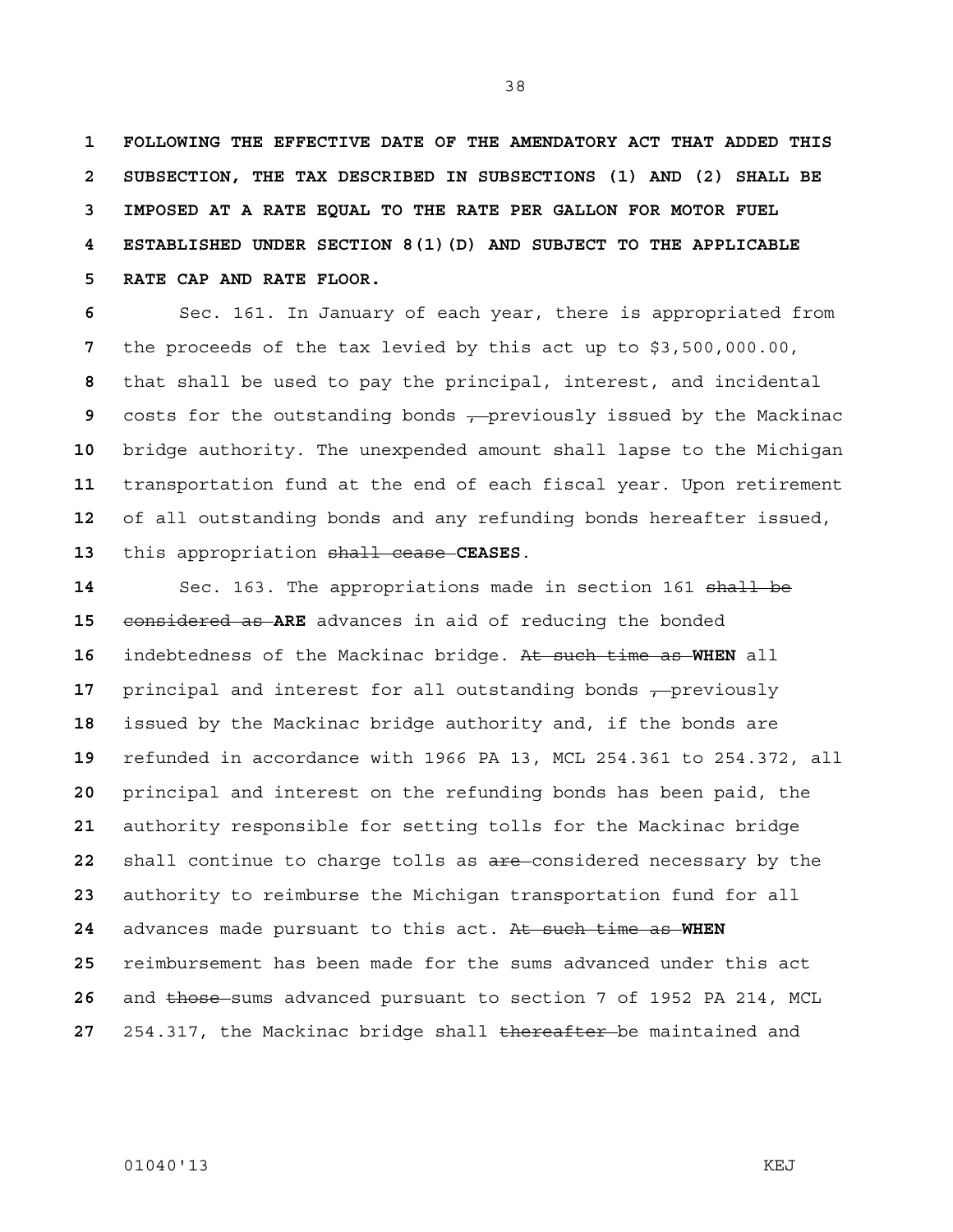**FOLLOWING THE EFFECTIVE DATE OF THE AMENDATORY ACT THAT ADDED THIS SUBSECTION, THE TAX DESCRIBED IN SUBSECTIONS (1) AND (2) SHALL BE IMPOSED AT A RATE EQUAL TO THE RATE PER GALLON FOR MOTOR FUEL ESTABLISHED UNDER SECTION 8(1)(D) AND SUBJECT TO THE APPLICABLE RATE CAP AND RATE FLOOR.**

Sec. 161. In January of each year, there is appropriated from the proceeds of the tax levied by this act up to $3,500,000.00, that shall be used to pay the principal, interest, and incidental costs for the outstanding bonds ~~,~~ previously issued by the Mackinac bridge authority. The unexpended amount shall lapse to the Michigan transportation fund at the end of each fiscal year. Upon retirement of all outstanding bonds and any refunding bonds hereafter issued, this appropriation ~~shall cease~~ **CEASES**.

Sec. 163. The appropriations made in section 161 ~~shall be considered as~~ **ARE** advances in aid of reducing the bonded indebtedness of the Mackinac bridge. ~~At such time as~~ **WHEN** all principal and interest for all outstanding bonds ~~,~~ previously issued by the Mackinac bridge authority and, if the bonds are refunded in accordance with 1966 PA 13, MCL 254.361 to 254.372, all principal and interest on the refunding bonds has been paid, the authority responsible for setting tolls for the Mackinac bridge shall continue to charge tolls as ~~are~~ considered necessary by the authority to reimburse the Michigan transportation fund for all advances made pursuant to this act. ~~At such time as~~ **WHEN** reimbursement has been made for the sums advanced under this act and ~~those~~ sums advanced pursuant to section 7 of 1952 PA 214, MCL 254.317, the Mackinac bridge shall ~~thereafter~~ be maintained and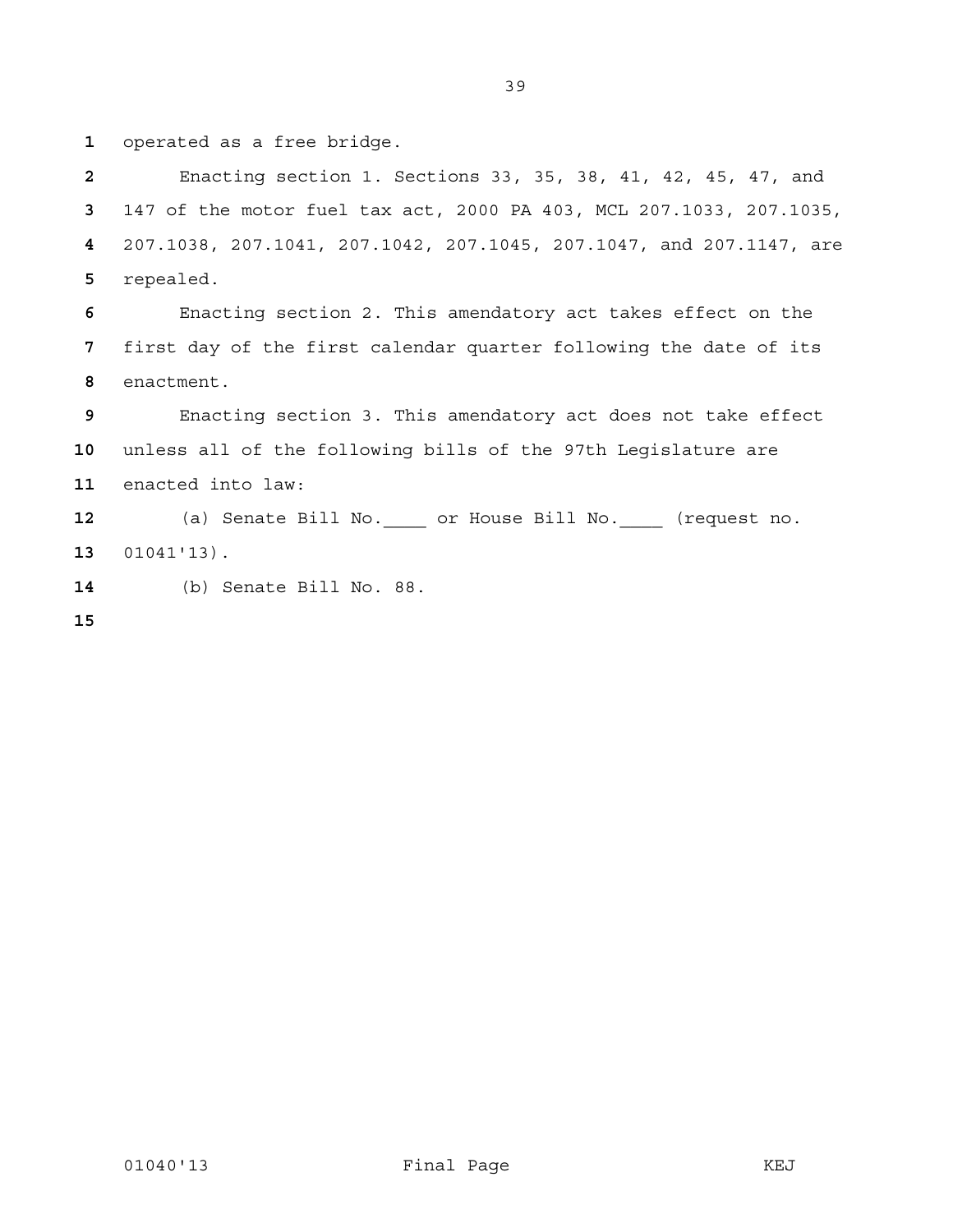operated as a free bridge.

Enacting section 1. Sections 33, 35, 38, 41, 42, 45, 47, and 147 of the motor fuel tax act, 2000 PA 403, MCL 207.1033, 207.1035, 207.1038, 207.1041, 207.1042, 207.1045, 207.1047, and 207.1147, are repealed.

Enacting section 2. This amendatory act takes effect on the first day of the first calendar quarter following the date of its enactment.

Enacting section 3. This amendatory act does not take effect unless all of the following bills of the 97th Legislature are enacted into law:

(a) Senate Bill No.____ or House Bill No.____ (request no. 01041'13).

(b) Senate Bill No. 88.